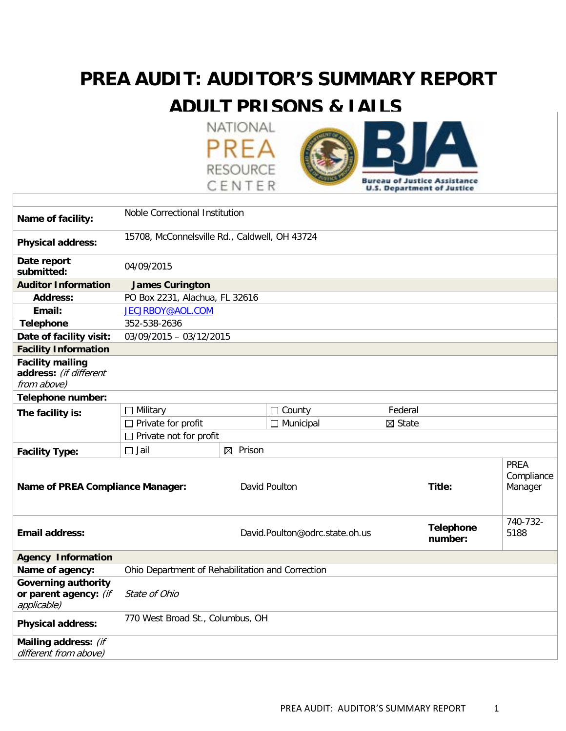# PREA AUDIT: AUDITOR'S SUMMARY REPORT

# ADULT PRISONS & JAILS

| | | | | |
|---|---|---|---|---|
| **Name of facility:** | Noble Correctional Institution | | | |
| **Physical address:** | 15708, McConnelsville Rd., Caldwell, OH 43724 | | | |
| **Date report submitted:** | 04/09/2015 | | | |
| **Auditor Information** | **James Curington** | | | |
| **Address:** | PO Box 2231, Alachua, FL 32616 | | | |
| **Email:** | JECJRBOY@AOL.COM | | | |
| **Telephone** | 352-538-2636 | | | |
| **Date of facility visit:** | 03/09/2015 – 03/12/2015 | | | |
| **Facility Information** | | | | |
| **Facility mailing address:** *(if different from above)* | | | | |
| **Telephone number:** | | | | |
| **The facility is:** | ☐ Military | ☐ County | Federal | |
| | ☐ Private for profit | ☐ Municipal | ☒ State | |
| | ☐ Private not for profit | | | |
| **Facility Type:** | ☐ Jail | ☒ Prison | | |
| **Name of PREA Compliance Manager:** | David Poulton | | **Title:** | PREA Compliance Manager |
| **Email address:** | David.Poulton@odrc.state.oh.us | | **Telephone number:** | 740-732-5188 |
| **Agency Information** | | | | |
| **Name of agency:** | Ohio Department of Rehabilitation and Correction | | | |
| **Governing authority or parent agency:** *(if applicable)* | *State of Ohio* | | | |
| **Physical address:** | 770 West Broad St., Columbus, OH | | | |
| **Mailing address:** *(if different from above)* | | | | |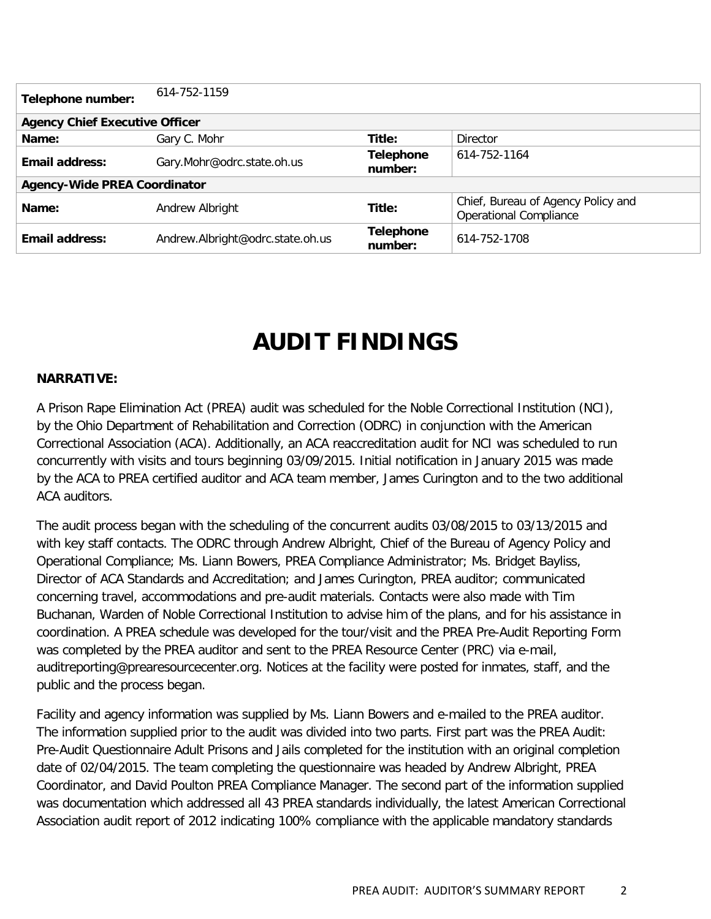| Telephone number: | 614-752-1159 | | |
|---|---|---|---|
| **Agency Chief Executive Officer** | | | |
| **Name:** | Gary C. Mohr | **Title:** | Director |
| **Email address:** | Gary.Mohr@odrc.state.oh.us | **Telephone number:** | 614-752-1164 |
| **Agency-Wide PREA Coordinator** | | | |
| **Name:** | Andrew Albright | **Title:** | Chief, Bureau of Agency Policy and Operational Compliance |
| **Email address:** | Andrew.Albright@odrc.state.oh.us | **Telephone number:** | 614-752-1708 |

# AUDIT FINDINGS

**NARRATIVE:**

A Prison Rape Elimination Act (PREA) audit was scheduled for the Noble Correctional Institution (NCI), by the Ohio Department of Rehabilitation and Correction (ODRC) in conjunction with the American Correctional Association (ACA). Additionally, an ACA reaccreditation audit for NCI was scheduled to run concurrently with visits and tours beginning 03/09/2015. Initial notification in January 2015 was made by the ACA to PREA certified auditor and ACA team member, James Curington and to the two additional ACA auditors.

The audit process began with the scheduling of the concurrent audits 03/08/2015 to 03/13/2015 and with key staff contacts. The ODRC through Andrew Albright, Chief of the Bureau of Agency Policy and Operational Compliance; Ms. Liann Bowers, PREA Compliance Administrator; Ms. Bridget Bayliss, Director of ACA Standards and Accreditation; and James Curington, PREA auditor; communicated concerning travel, accommodations and pre-audit materials. Contacts were also made with Tim Buchanan, Warden of Noble Correctional Institution to advise him of the plans, and for his assistance in coordination. A PREA schedule was developed for the tour/visit and the PREA Pre-Audit Reporting Form was completed by the PREA auditor and sent to the PREA Resource Center (PRC) via e-mail, auditreporting@prearesourcecenter.org. Notices at the facility were posted for inmates, staff, and the public and the process began.

Facility and agency information was supplied by Ms. Liann Bowers and e-mailed to the PREA auditor. The information supplied prior to the audit was divided into two parts. First part was the PREA Audit: Pre-Audit Questionnaire Adult Prisons and Jails completed for the institution with an original completion date of 02/04/2015. The team completing the questionnaire was headed by Andrew Albright, PREA Coordinator, and David Poulton PREA Compliance Manager. The second part of the information supplied was documentation which addressed all 43 PREA standards individually, the latest American Correctional Association audit report of 2012 indicating 100% compliance with the applicable mandatory standards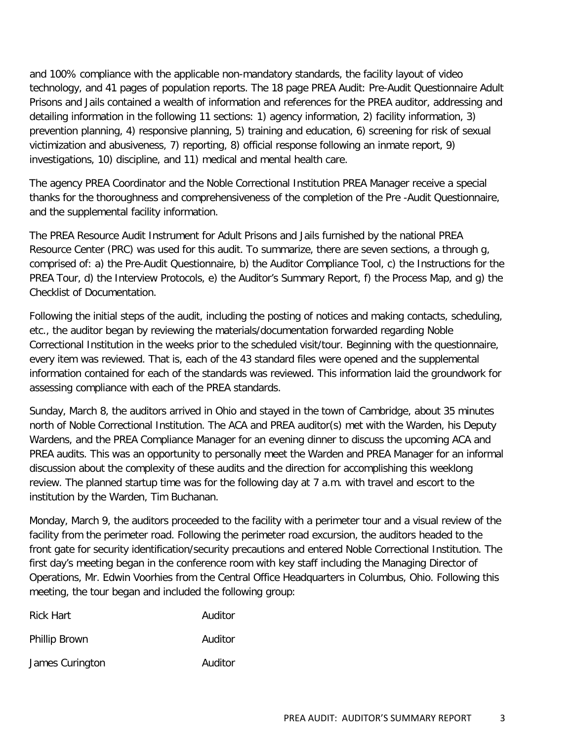and 100% compliance with the applicable non-mandatory standards, the facility layout of video technology, and 41 pages of population reports. The 18 page PREA Audit: Pre-Audit Questionnaire Adult Prisons and Jails contained a wealth of information and references for the PREA auditor, addressing and detailing information in the following 11 sections: 1) agency information, 2) facility information, 3) prevention planning, 4) responsive planning, 5) training and education, 6) screening for risk of sexual victimization and abusiveness, 7) reporting, 8) official response following an inmate report, 9) investigations, 10) discipline, and 11) medical and mental health care.

The agency PREA Coordinator and the Noble Correctional Institution PREA Manager receive a special thanks for the thoroughness and comprehensiveness of the completion of the Pre -Audit Questionnaire, and the supplemental facility information.

The PREA Resource Audit Instrument for Adult Prisons and Jails furnished by the national PREA Resource Center (PRC) was used for this audit. To summarize, there are seven sections, a through g, comprised of: a) the Pre-Audit Questionnaire, b) the Auditor Compliance Tool, c) the Instructions for the PREA Tour, d) the Interview Protocols, e) the Auditor's Summary Report, f) the Process Map, and g) the Checklist of Documentation.

Following the initial steps of the audit, including the posting of notices and making contacts, scheduling, etc., the auditor began by reviewing the materials/documentation forwarded regarding Noble Correctional Institution in the weeks prior to the scheduled visit/tour. Beginning with the questionnaire, every item was reviewed. That is, each of the 43 standard files were opened and the supplemental information contained for each of the standards was reviewed. This information laid the groundwork for assessing compliance with each of the PREA standards.

Sunday, March 8, the auditors arrived in Ohio and stayed in the town of Cambridge, about 35 minutes north of Noble Correctional Institution. The ACA and PREA auditor(s) met with the Warden, his Deputy Wardens, and the PREA Compliance Manager for an evening dinner to discuss the upcoming ACA and PREA audits. This was an opportunity to personally meet the Warden and PREA Manager for an informal discussion about the complexity of these audits and the direction for accomplishing this weeklong review. The planned startup time was for the following day at 7 a.m. with travel and escort to the institution by the Warden, Tim Buchanan.

Monday, March 9, the auditors proceeded to the facility with a perimeter tour and a visual review of the facility from the perimeter road. Following the perimeter road excursion, the auditors headed to the front gate for security identification/security precautions and entered Noble Correctional Institution. The first day's meeting began in the conference room with key staff including the Managing Director of Operations, Mr. Edwin Voorhies from the Central Office Headquarters in Columbus, Ohio. Following this meeting, the tour began and included the following group:

| | |
|---|---|
| Rick Hart | Auditor |
| Phillip Brown | Auditor |
| James Curington | Auditor |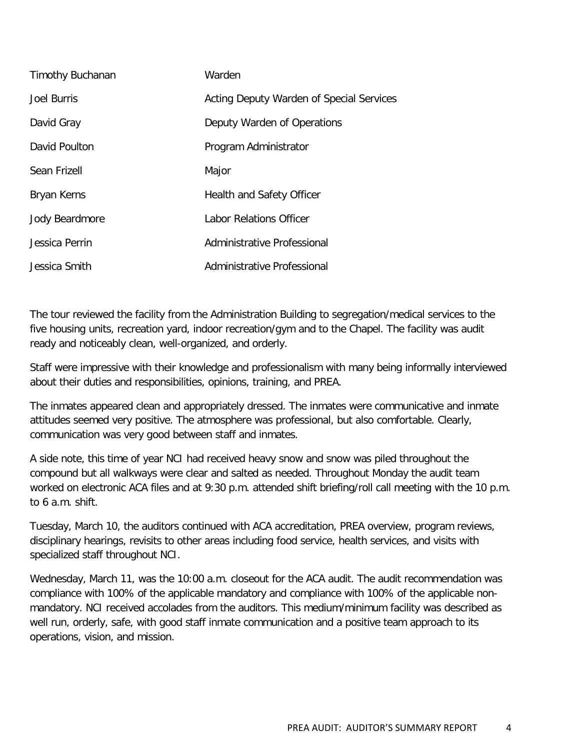| | |
|---|---|
| Timothy Buchanan | Warden |
| Joel Burris | Acting Deputy Warden of Special Services |
| David Gray | Deputy Warden of Operations |
| David Poulton | Program Administrator |
| Sean Frizell | Major |
| Bryan Kerns | Health and Safety Officer |
| Jody Beardmore | Labor Relations Officer |
| Jessica Perrin | Administrative Professional |
| Jessica Smith | Administrative Professional |

The tour reviewed the facility from the Administration Building to segregation/medical services to the five housing units, recreation yard, indoor recreation/gym and to the Chapel. The facility was audit ready and noticeably clean, well-organized, and orderly.

Staff were impressive with their knowledge and professionalism with many being informally interviewed about their duties and responsibilities, opinions, training, and PREA.

The inmates appeared clean and appropriately dressed. The inmates were communicative and inmate attitudes seemed very positive. The atmosphere was professional, but also comfortable. Clearly, communication was very good between staff and inmates.

A side note, this time of year NCI had received heavy snow and snow was piled throughout the compound but all walkways were clear and salted as needed. Throughout Monday the audit team worked on electronic ACA files and at 9:30 p.m. attended shift briefing/roll call meeting with the 10 p.m. to 6 a.m. shift.

Tuesday, March 10, the auditors continued with ACA accreditation, PREA overview, program reviews, disciplinary hearings, revisits to other areas including food service, health services, and visits with specialized staff throughout NCI.

Wednesday, March 11, was the 10:00 a.m. closeout for the ACA audit. The audit recommendation was compliance with 100% of the applicable mandatory and compliance with 100% of the applicable non-mandatory. NCI received accolades from the auditors. This medium/minimum facility was described as well run, orderly, safe, with good staff inmate communication and a positive team approach to its operations, vision, and mission.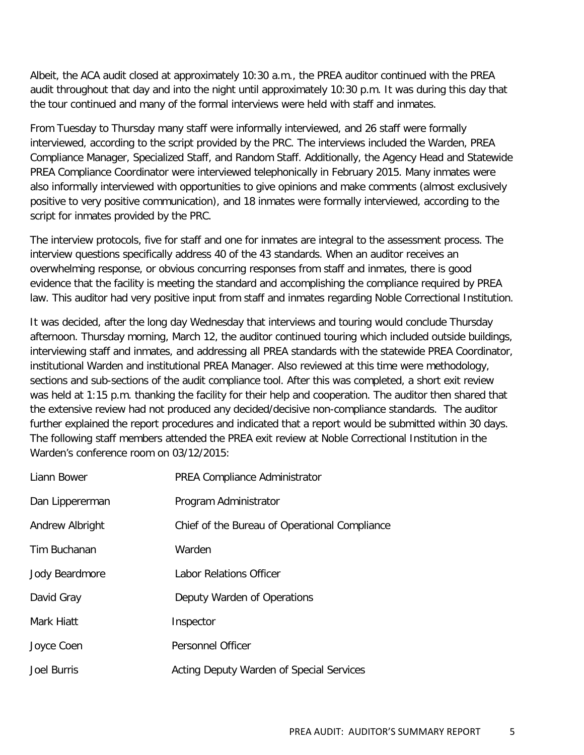Albeit, the ACA audit closed at approximately 10:30 a.m., the PREA auditor continued with the PREA audit throughout that day and into the night until approximately 10:30 p.m. It was during this day that the tour continued and many of the formal interviews were held with staff and inmates.

From Tuesday to Thursday many staff were informally interviewed, and 26 staff were formally interviewed, according to the script provided by the PRC. The interviews included the Warden, PREA Compliance Manager, Specialized Staff, and Random Staff. Additionally, the Agency Head and Statewide PREA Compliance Coordinator were interviewed telephonically in February 2015. Many inmates were also informally interviewed with opportunities to give opinions and make comments (almost exclusively positive to very positive communication), and 18 inmates were formally interviewed, according to the script for inmates provided by the PRC.

The interview protocols, five for staff and one for inmates are integral to the assessment process. The interview questions specifically address 40 of the 43 standards. When an auditor receives an overwhelming response, or obvious concurring responses from staff and inmates, there is good evidence that the facility is meeting the standard and accomplishing the compliance required by PREA law. This auditor had very positive input from staff and inmates regarding Noble Correctional Institution.

It was decided, after the long day Wednesday that interviews and touring would conclude Thursday afternoon. Thursday morning, March 12, the auditor continued touring which included outside buildings, interviewing staff and inmates, and addressing all PREA standards with the statewide PREA Coordinator, institutional Warden and institutional PREA Manager. Also reviewed at this time were methodology, sections and sub-sections of the audit compliance tool. After this was completed, a short exit review was held at 1:15 p.m. thanking the facility for their help and cooperation. The auditor then shared that the extensive review had not produced any decided/decisive non-compliance standards. The auditor further explained the report procedures and indicated that a report would be submitted within 30 days. The following staff members attended the PREA exit review at Noble Correctional Institution in the Warden's conference room on 03/12/2015:

| | |
|---|---|
| Liann Bower | PREA Compliance Administrator |
| Dan Lippererman | Program Administrator |
| Andrew Albright | Chief of the Bureau of Operational Compliance |
| Tim Buchanan | Warden |
| Jody Beardmore | Labor Relations Officer |
| David Gray | Deputy Warden of Operations |
| Mark Hiatt | Inspector |
| Joyce Coen | Personnel Officer |
| Joel Burris | Acting Deputy Warden of Special Services |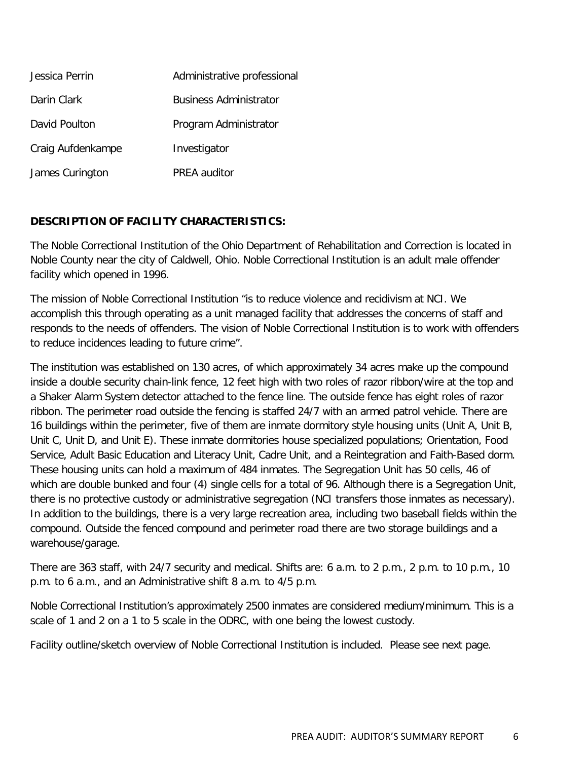| | |
|---|---|
| Jessica Perrin | Administrative professional |
| Darin Clark | Business Administrator |
| David Poulton | Program Administrator |
| Craig Aufdenkampe | Investigator |
| James Curington | PREA auditor |

**DESCRIPTION OF FACILITY CHARACTERISTICS:**

The Noble Correctional Institution of the Ohio Department of Rehabilitation and Correction is located in Noble County near the city of Caldwell, Ohio. Noble Correctional Institution is an adult male offender facility which opened in 1996.

The mission of Noble Correctional Institution "is to reduce violence and recidivism at NCI. We accomplish this through operating as a unit managed facility that addresses the concerns of staff and responds to the needs of offenders. The vision of Noble Correctional Institution is to work with offenders to reduce incidences leading to future crime".

The institution was established on 130 acres, of which approximately 34 acres make up the compound inside a double security chain-link fence, 12 feet high with two roles of razor ribbon/wire at the top and a Shaker Alarm System detector attached to the fence line. The outside fence has eight roles of razor ribbon. The perimeter road outside the fencing is staffed 24/7 with an armed patrol vehicle. There are 16 buildings within the perimeter, five of them are inmate dormitory style housing units (Unit A, Unit B, Unit C, Unit D, and Unit E). These inmate dormitories house specialized populations; Orientation, Food Service, Adult Basic Education and Literacy Unit, Cadre Unit, and a Reintegration and Faith-Based dorm. These housing units can hold a maximum of 484 inmates. The Segregation Unit has 50 cells, 46 of which are double bunked and four (4) single cells for a total of 96. Although there is a Segregation Unit, there is no protective custody or administrative segregation (NCI transfers those inmates as necessary). In addition to the buildings, there is a very large recreation area, including two baseball fields within the compound. Outside the fenced compound and perimeter road there are two storage buildings and a warehouse/garage.

There are 363 staff, with 24/7 security and medical. Shifts are: 6 a.m. to 2 p.m., 2 p.m. to 10 p.m., 10 p.m. to 6 a.m., and an Administrative shift 8 a.m. to 4/5 p.m.

Noble Correctional Institution's approximately 2500 inmates are considered medium/minimum. This is a scale of 1 and 2 on a 1 to 5 scale in the ODRC, with one being the lowest custody.

Facility outline/sketch overview of Noble Correctional Institution is included. Please see next page.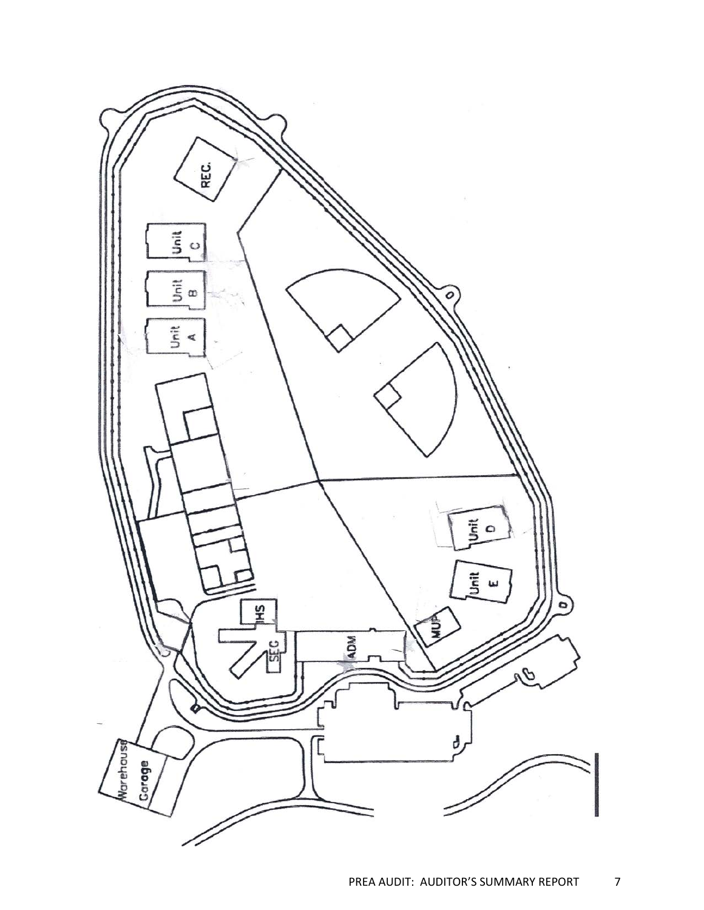REC.

Unit C

Unit B

Unit A

Unit D

Unit E

IHS

SEC

ADM

MUP

Warehouse

Garage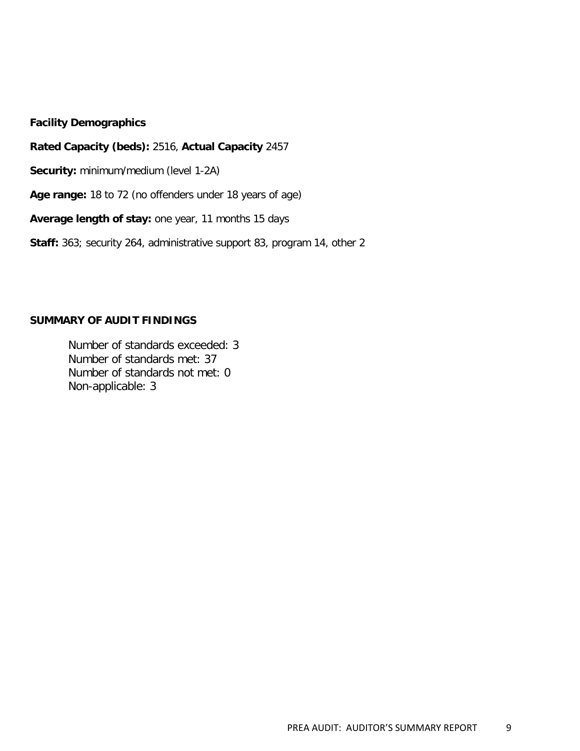**Facility Demographics**

**Rated Capacity (beds):** 2516, **Actual Capacity** 2457

**Security:** minimum/medium (level 1-2A)

**Age range:** 18 to 72 (no offenders under 18 years of age)

**Average length of stay:** one year, 11 months 15 days

**Staff:** 363; security 264, administrative support 83, program 14, other 2

**SUMMARY OF AUDIT FINDINGS**

Number of standards exceeded: 3
Number of standards met: 37
Number of standards not met: 0
Non-applicable: 3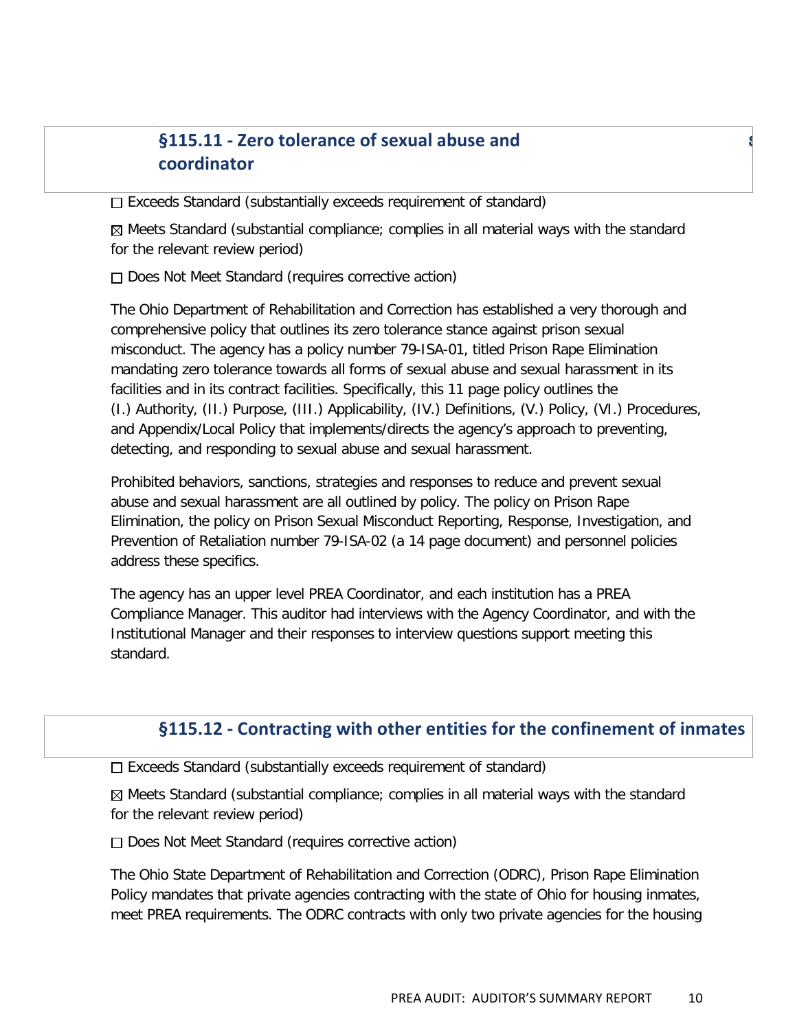## §115.11 - Zero tolerance of sexual abuse and coordinator

☐ Exceeds Standard (substantially exceeds requirement of standard)

☒ Meets Standard (substantial compliance; complies in all material ways with the standard for the relevant review period)

☐ Does Not Meet Standard (requires corrective action)

The Ohio Department of Rehabilitation and Correction has established a very thorough and comprehensive policy that outlines its zero tolerance stance against prison sexual misconduct. The agency has a policy number 79-ISA-01, titled Prison Rape Elimination mandating zero tolerance towards all forms of sexual abuse and sexual harassment in its facilities and in its contract facilities. Specifically, this 11 page policy outlines the (I.) Authority, (II.) Purpose, (III.) Applicability, (IV.) Definitions, (V.) Policy, (VI.) Procedures, and Appendix/Local Policy that implements/directs the agency's approach to preventing, detecting, and responding to sexual abuse and sexual harassment.

Prohibited behaviors, sanctions, strategies and responses to reduce and prevent sexual abuse and sexual harassment are all outlined by policy. The policy on Prison Rape Elimination, the policy on Prison Sexual Misconduct Reporting, Response, Investigation, and Prevention of Retaliation number 79-ISA-02 (a 14 page document) and personnel policies address these specifics.

The agency has an upper level PREA Coordinator, and each institution has a PREA Compliance Manager. This auditor had interviews with the Agency Coordinator, and with the Institutional Manager and their responses to interview questions support meeting this standard.

## §115.12 - Contracting with other entities for the confinement of inmates

☐ Exceeds Standard (substantially exceeds requirement of standard)

☒ Meets Standard (substantial compliance; complies in all material ways with the standard for the relevant review period)

☐ Does Not Meet Standard (requires corrective action)

The Ohio State Department of Rehabilitation and Correction (ODRC), Prison Rape Elimination Policy mandates that private agencies contracting with the state of Ohio for housing inmates, meet PREA requirements. The ODRC contracts with only two private agencies for the housing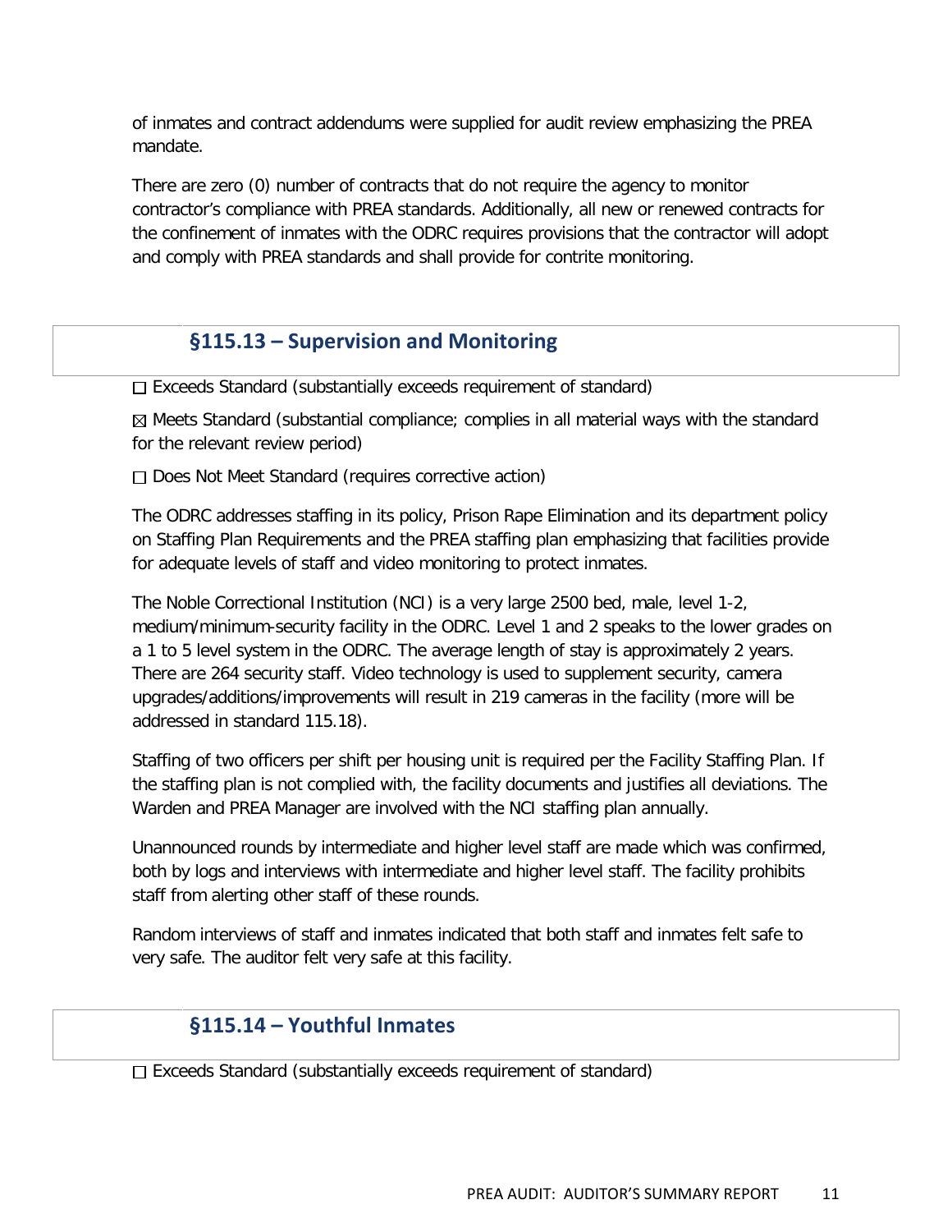of inmates and contract addendums were supplied for audit review emphasizing the PREA mandate.

There are zero (0) number of contracts that do not require the agency to monitor contractor's compliance with PREA standards. Additionally, all new or renewed contracts for the confinement of inmates with the ODRC requires provisions that the contractor will adopt and comply with PREA standards and shall provide for contrite monitoring.

## §115.13 – Supervision and Monitoring

☐ Exceeds Standard (substantially exceeds requirement of standard)

☒ Meets Standard (substantial compliance; complies in all material ways with the standard for the relevant review period)

☐ Does Not Meet Standard (requires corrective action)

The ODRC addresses staffing in its policy, Prison Rape Elimination and its department policy on Staffing Plan Requirements and the PREA staffing plan emphasizing that facilities provide for adequate levels of staff and video monitoring to protect inmates.

The Noble Correctional Institution (NCI) is a very large 2500 bed, male, level 1-2, medium/minimum-security facility in the ODRC. Level 1 and 2 speaks to the lower grades on a 1 to 5 level system in the ODRC. The average length of stay is approximately 2 years. There are 264 security staff. Video technology is used to supplement security, camera upgrades/additions/improvements will result in 219 cameras in the facility (more will be addressed in standard 115.18).

Staffing of two officers per shift per housing unit is required per the Facility Staffing Plan. If the staffing plan is not complied with, the facility documents and justifies all deviations. The Warden and PREA Manager are involved with the NCI staffing plan annually.

Unannounced rounds by intermediate and higher level staff are made which was confirmed, both by logs and interviews with intermediate and higher level staff. The facility prohibits staff from alerting other staff of these rounds.

Random interviews of staff and inmates indicated that both staff and inmates felt safe to very safe. The auditor felt very safe at this facility.

## §115.14 – Youthful Inmates

☐ Exceeds Standard (substantially exceeds requirement of standard)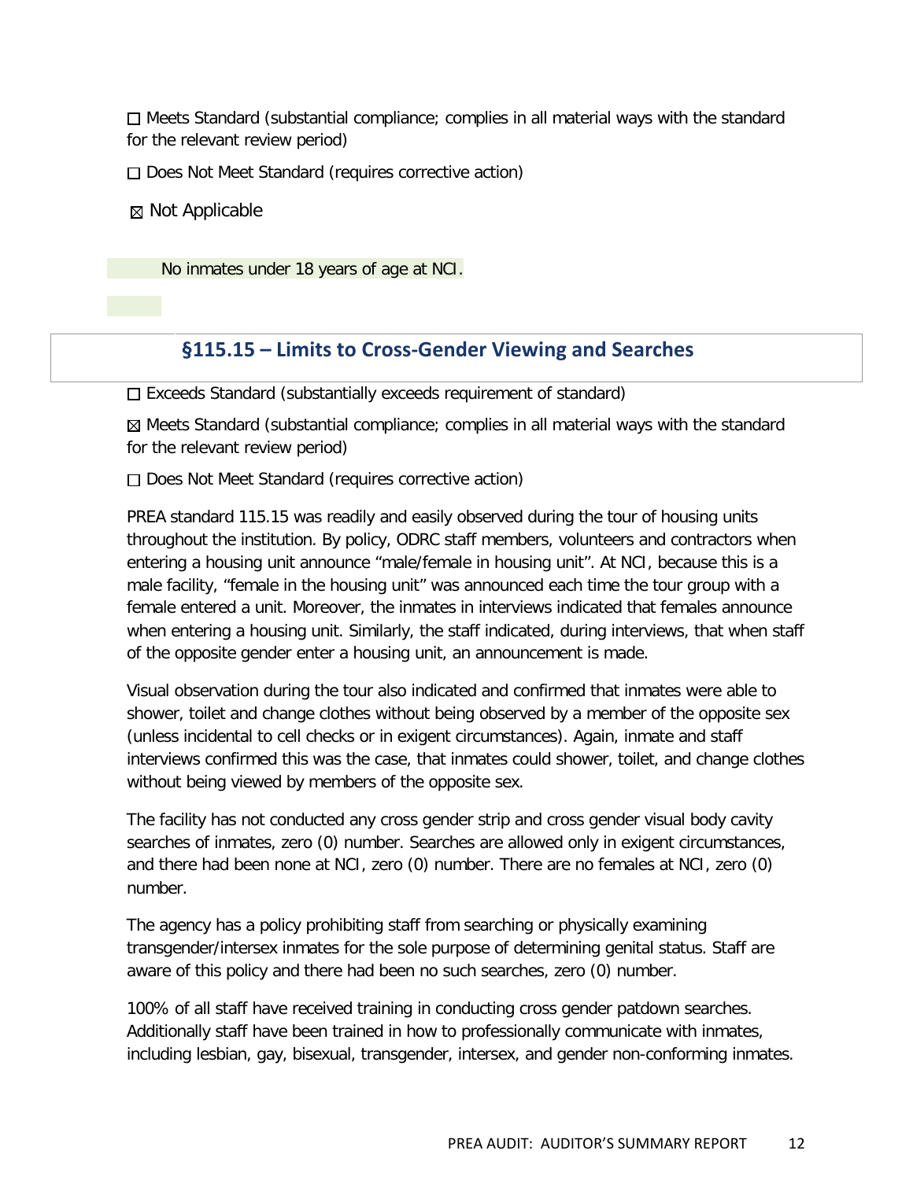☐ Meets Standard (substantial compliance; complies in all material ways with the standard for the relevant review period)

☐ Does Not Meet Standard (requires corrective action)

☒ Not Applicable

No inmates under 18 years of age at NCI.

## §115.15 – Limits to Cross-Gender Viewing and Searches

☐ Exceeds Standard (substantially exceeds requirement of standard)

☒ Meets Standard (substantial compliance; complies in all material ways with the standard for the relevant review period)

☐ Does Not Meet Standard (requires corrective action)

PREA standard 115.15 was readily and easily observed during the tour of housing units throughout the institution. By policy, ODRC staff members, volunteers and contractors when entering a housing unit announce "male/female in housing unit". At NCI, because this is a male facility, "female in the housing unit" was announced each time the tour group with a female entered a unit. Moreover, the inmates in interviews indicated that females announce when entering a housing unit. Similarly, the staff indicated, during interviews, that when staff of the opposite gender enter a housing unit, an announcement is made.

Visual observation during the tour also indicated and confirmed that inmates were able to shower, toilet and change clothes without being observed by a member of the opposite sex (unless incidental to cell checks or in exigent circumstances). Again, inmate and staff interviews confirmed this was the case, that inmates could shower, toilet, and change clothes without being viewed by members of the opposite sex.

The facility has not conducted any cross gender strip and cross gender visual body cavity searches of inmates, zero (0) number. Searches are allowed only in exigent circumstances, and there had been none at NCI, zero (0) number. There are no females at NCI, zero (0) number.

The agency has a policy prohibiting staff from searching or physically examining transgender/intersex inmates for the sole purpose of determining genital status. Staff are aware of this policy and there had been no such searches, zero (0) number.

100% of all staff have received training in conducting cross gender patdown searches. Additionally staff have been trained in how to professionally communicate with inmates, including lesbian, gay, bisexual, transgender, intersex, and gender non-conforming inmates.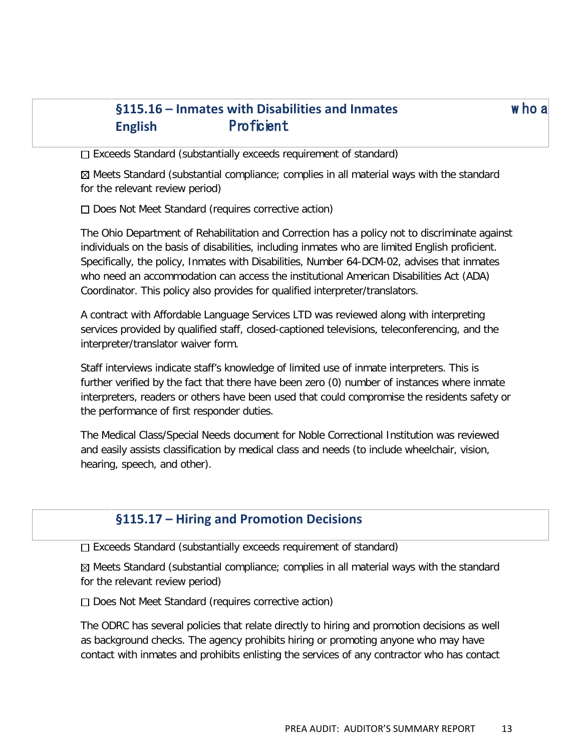## §115.16 – Inmates with Disabilities and Inmates who are Limited English Proficient

☐ Exceeds Standard (substantially exceeds requirement of standard)

☒ Meets Standard (substantial compliance; complies in all material ways with the standard for the relevant review period)

☐ Does Not Meet Standard (requires corrective action)

The Ohio Department of Rehabilitation and Correction has a policy not to discriminate against individuals on the basis of disabilities, including inmates who are limited English proficient. Specifically, the policy, Inmates with Disabilities, Number 64-DCM-02, advises that inmates who need an accommodation can access the institutional American Disabilities Act (ADA) Coordinator. This policy also provides for qualified interpreter/translators.

A contract with Affordable Language Services LTD was reviewed along with interpreting services provided by qualified staff, closed-captioned televisions, teleconferencing, and the interpreter/translator waiver form.

Staff interviews indicate staff's knowledge of limited use of inmate interpreters. This is further verified by the fact that there have been zero (0) number of instances where inmate interpreters, readers or others have been used that could compromise the residents safety or the performance of first responder duties.

The Medical Class/Special Needs document for Noble Correctional Institution was reviewed and easily assists classification by medical class and needs (to include wheelchair, vision, hearing, speech, and other).

## §115.17 – Hiring and Promotion Decisions

☐ Exceeds Standard (substantially exceeds requirement of standard)

☒ Meets Standard (substantial compliance; complies in all material ways with the standard for the relevant review period)

☐ Does Not Meet Standard (requires corrective action)

The ODRC has several policies that relate directly to hiring and promotion decisions as well as background checks. The agency prohibits hiring or promoting anyone who may have contact with inmates and prohibits enlisting the services of any contractor who has contact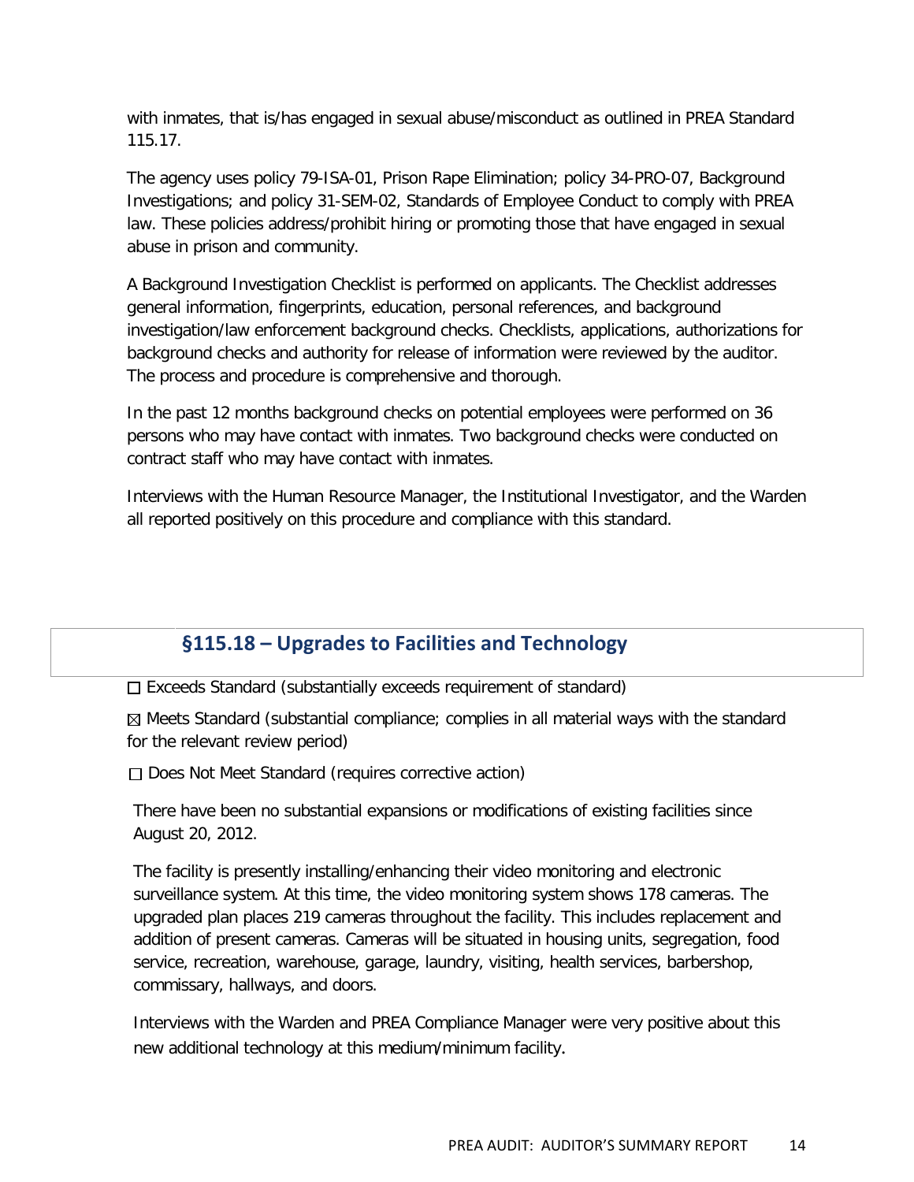with inmates, that is/has engaged in sexual abuse/misconduct as outlined in PREA Standard 115.17.

The agency uses policy 79-ISA-01, Prison Rape Elimination; policy 34-PRO-07, Background Investigations; and policy 31-SEM-02, Standards of Employee Conduct to comply with PREA law. These policies address/prohibit hiring or promoting those that have engaged in sexual abuse in prison and community.

A Background Investigation Checklist is performed on applicants. The Checklist addresses general information, fingerprints, education, personal references, and background investigation/law enforcement background checks. Checklists, applications, authorizations for background checks and authority for release of information were reviewed by the auditor. The process and procedure is comprehensive and thorough.

In the past 12 months background checks on potential employees were performed on 36 persons who may have contact with inmates. Two background checks were conducted on contract staff who may have contact with inmates.

Interviews with the Human Resource Manager, the Institutional Investigator, and the Warden all reported positively on this procedure and compliance with this standard.

## §115.18 – Upgrades to Facilities and Technology

☐ Exceeds Standard (substantially exceeds requirement of standard)

☒ Meets Standard (substantial compliance; complies in all material ways with the standard for the relevant review period)

☐ Does Not Meet Standard (requires corrective action)

There have been no substantial expansions or modifications of existing facilities since August 20, 2012.

The facility is presently installing/enhancing their video monitoring and electronic surveillance system. At this time, the video monitoring system shows 178 cameras. The upgraded plan places 219 cameras throughout the facility. This includes replacement and addition of present cameras. Cameras will be situated in housing units, segregation, food service, recreation, warehouse, garage, laundry, visiting, health services, barbershop, commissary, hallways, and doors.

Interviews with the Warden and PREA Compliance Manager were very positive about this new additional technology at this medium/minimum facility.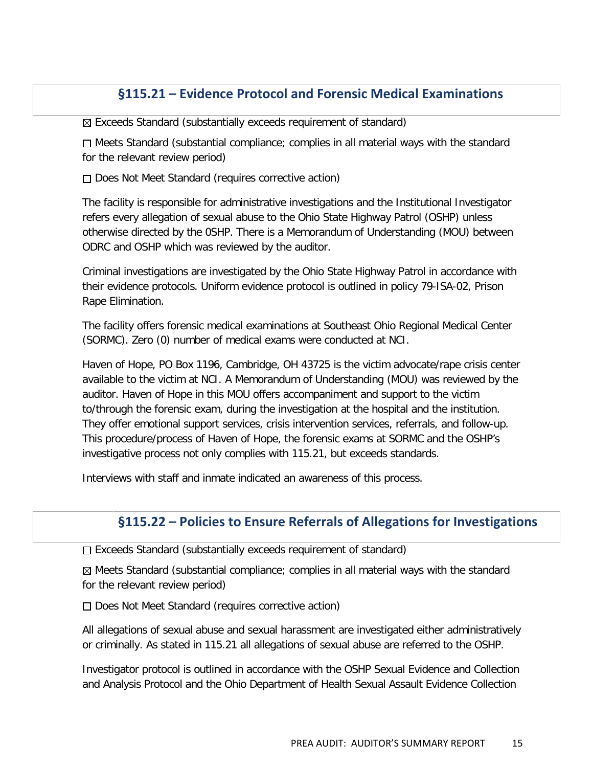## §115.21 – Evidence Protocol and Forensic Medical Examinations

☒ Exceeds Standard (substantially exceeds requirement of standard)

☐ Meets Standard (substantial compliance; complies in all material ways with the standard for the relevant review period)

☐ Does Not Meet Standard (requires corrective action)

The facility is responsible for administrative investigations and the Institutional Investigator refers every allegation of sexual abuse to the Ohio State Highway Patrol (OSHP) unless otherwise directed by the 0SHP. There is a Memorandum of Understanding (MOU) between ODRC and OSHP which was reviewed by the auditor.

Criminal investigations are investigated by the Ohio State Highway Patrol in accordance with their evidence protocols. Uniform evidence protocol is outlined in policy 79-ISA-02, Prison Rape Elimination.

The facility offers forensic medical examinations at Southeast Ohio Regional Medical Center (SORMC). Zero (0) number of medical exams were conducted at NCI.

Haven of Hope, PO Box 1196, Cambridge, OH 43725 is the victim advocate/rape crisis center available to the victim at NCI. A Memorandum of Understanding (MOU) was reviewed by the auditor. Haven of Hope in this MOU offers accompaniment and support to the victim to/through the forensic exam, during the investigation at the hospital and the institution. They offer emotional support services, crisis intervention services, referrals, and follow-up. This procedure/process of Haven of Hope, the forensic exams at SORMC and the OSHP's investigative process not only complies with 115.21, but exceeds standards.

Interviews with staff and inmate indicated an awareness of this process.

## §115.22 – Policies to Ensure Referrals of Allegations for Investigations

☐ Exceeds Standard (substantially exceeds requirement of standard)

☒ Meets Standard (substantial compliance; complies in all material ways with the standard for the relevant review period)

☐ Does Not Meet Standard (requires corrective action)

All allegations of sexual abuse and sexual harassment are investigated either administratively or criminally. As stated in 115.21 all allegations of sexual abuse are referred to the OSHP.

Investigator protocol is outlined in accordance with the OSHP Sexual Evidence and Collection and Analysis Protocol and the Ohio Department of Health Sexual Assault Evidence Collection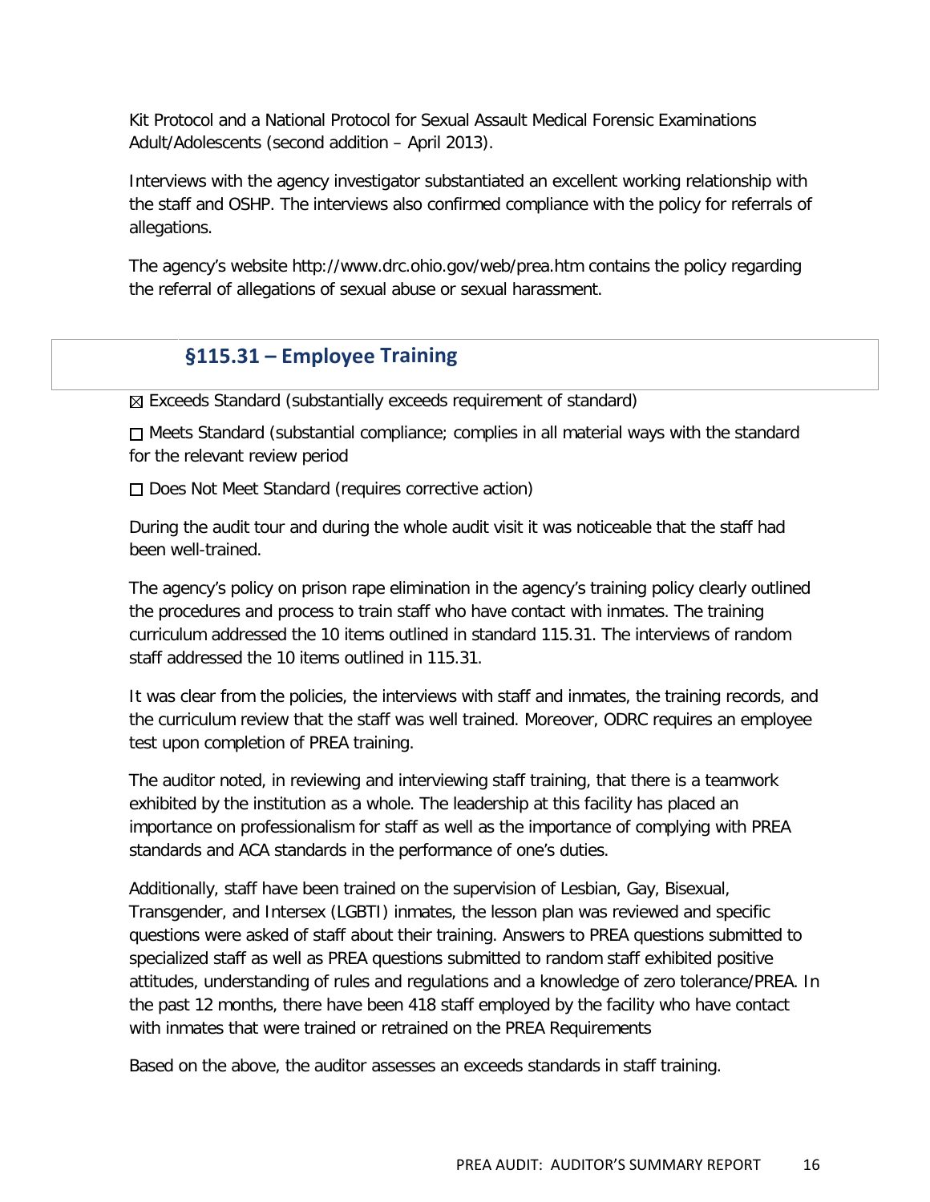Kit Protocol and a National Protocol for Sexual Assault Medical Forensic Examinations Adult/Adolescents (second addition – April 2013).

Interviews with the agency investigator substantiated an excellent working relationship with the staff and OSHP. The interviews also confirmed compliance with the policy for referrals of allegations.

The agency's website http://www.drc.ohio.gov/web/prea.htm contains the policy regarding the referral of allegations of sexual abuse or sexual harassment.

## §115.31 – Employee Training

☒ Exceeds Standard (substantially exceeds requirement of standard)

☐ Meets Standard (substantial compliance; complies in all material ways with the standard for the relevant review period

☐ Does Not Meet Standard (requires corrective action)

During the audit tour and during the whole audit visit it was noticeable that the staff had been well-trained.

The agency's policy on prison rape elimination in the agency's training policy clearly outlined the procedures and process to train staff who have contact with inmates. The training curriculum addressed the 10 items outlined in standard 115.31. The interviews of random staff addressed the 10 items outlined in 115.31.

It was clear from the policies, the interviews with staff and inmates, the training records, and the curriculum review that the staff was well trained. Moreover, ODRC requires an employee test upon completion of PREA training.

The auditor noted, in reviewing and interviewing staff training, that there is a teamwork exhibited by the institution as a whole. The leadership at this facility has placed an importance on professionalism for staff as well as the importance of complying with PREA standards and ACA standards in the performance of one's duties.

Additionally, staff have been trained on the supervision of Lesbian, Gay, Bisexual, Transgender, and Intersex (LGBTI) inmates, the lesson plan was reviewed and specific questions were asked of staff about their training. Answers to PREA questions submitted to specialized staff as well as PREA questions submitted to random staff exhibited positive attitudes, understanding of rules and regulations and a knowledge of zero tolerance/PREA. In the past 12 months, there have been 418 staff employed by the facility who have contact with inmates that were trained or retrained on the PREA Requirements

Based on the above, the auditor assesses an exceeds standards in staff training.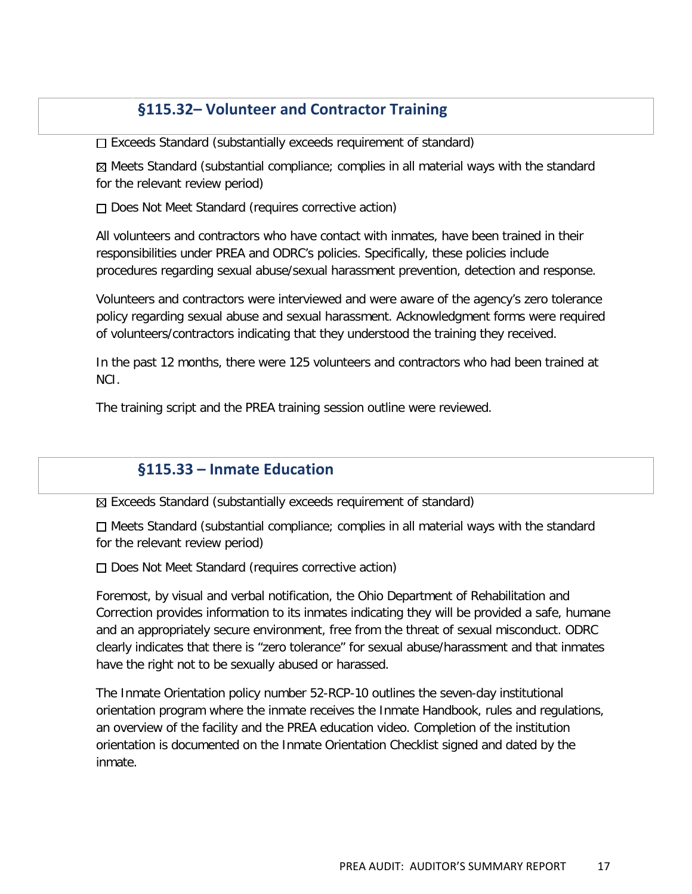## §115.32– Volunteer and Contractor Training

☐ Exceeds Standard (substantially exceeds requirement of standard)

☒ Meets Standard (substantial compliance; complies in all material ways with the standard for the relevant review period)

☐ Does Not Meet Standard (requires corrective action)

All volunteers and contractors who have contact with inmates, have been trained in their responsibilities under PREA and ODRC's policies. Specifically, these policies include procedures regarding sexual abuse/sexual harassment prevention, detection and response.

Volunteers and contractors were interviewed and were aware of the agency's zero tolerance policy regarding sexual abuse and sexual harassment. Acknowledgment forms were required of volunteers/contractors indicating that they understood the training they received.

In the past 12 months, there were 125 volunteers and contractors who had been trained at NCI.

The training script and the PREA training session outline were reviewed.

## §115.33 – Inmate Education

☒ Exceeds Standard (substantially exceeds requirement of standard)

☐ Meets Standard (substantial compliance; complies in all material ways with the standard for the relevant review period)

☐ Does Not Meet Standard (requires corrective action)

Foremost, by visual and verbal notification, the Ohio Department of Rehabilitation and Correction provides information to its inmates indicating they will be provided a safe, humane and an appropriately secure environment, free from the threat of sexual misconduct. ODRC clearly indicates that there is "zero tolerance" for sexual abuse/harassment and that inmates have the right not to be sexually abused or harassed.

The Inmate Orientation policy number 52-RCP-10 outlines the seven-day institutional orientation program where the inmate receives the Inmate Handbook, rules and regulations, an overview of the facility and the PREA education video. Completion of the institution orientation is documented on the Inmate Orientation Checklist signed and dated by the inmate.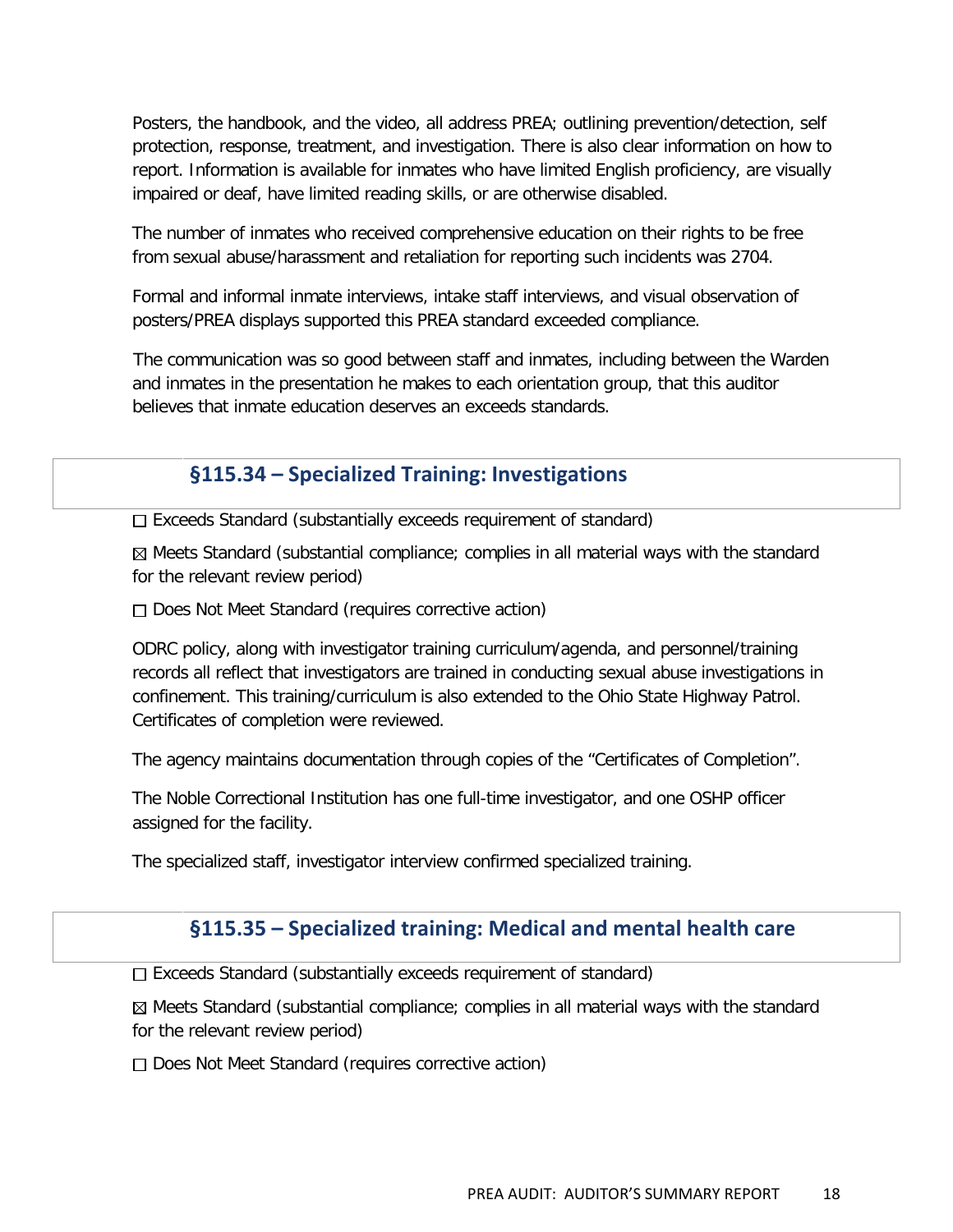Posters, the handbook, and the video, all address PREA; outlining prevention/detection, self protection, response, treatment, and investigation. There is also clear information on how to report. Information is available for inmates who have limited English proficiency, are visually impaired or deaf, have limited reading skills, or are otherwise disabled.

The number of inmates who received comprehensive education on their rights to be free from sexual abuse/harassment and retaliation for reporting such incidents was 2704.

Formal and informal inmate interviews, intake staff interviews, and visual observation of posters/PREA displays supported this PREA standard exceeded compliance.

The communication was so good between staff and inmates, including between the Warden and inmates in the presentation he makes to each orientation group, that this auditor believes that inmate education deserves an exceeds standards.

## §115.34 – Specialized Training: Investigations

☐ Exceeds Standard (substantially exceeds requirement of standard)

☒ Meets Standard (substantial compliance; complies in all material ways with the standard for the relevant review period)

☐ Does Not Meet Standard (requires corrective action)

ODRC policy, along with investigator training curriculum/agenda, and personnel/training records all reflect that investigators are trained in conducting sexual abuse investigations in confinement. This training/curriculum is also extended to the Ohio State Highway Patrol. Certificates of completion were reviewed.

The agency maintains documentation through copies of the "Certificates of Completion".

The Noble Correctional Institution has one full-time investigator, and one OSHP officer assigned for the facility.

The specialized staff, investigator interview confirmed specialized training.

## §115.35 – Specialized training: Medical and mental health care

☐ Exceeds Standard (substantially exceeds requirement of standard)

☒ Meets Standard (substantial compliance; complies in all material ways with the standard for the relevant review period)

☐ Does Not Meet Standard (requires corrective action)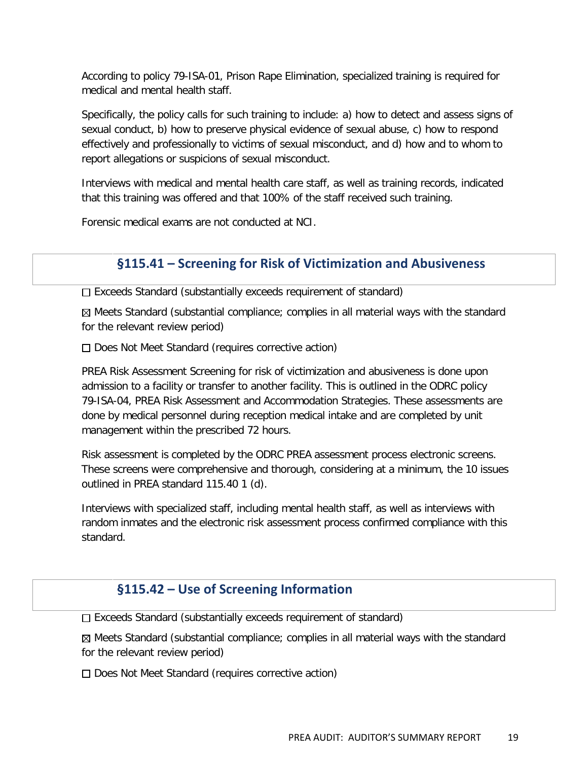According to policy 79-ISA-01, Prison Rape Elimination, specialized training is required for medical and mental health staff.

Specifically, the policy calls for such training to include: a) how to detect and assess signs of sexual conduct, b) how to preserve physical evidence of sexual abuse, c) how to respond effectively and professionally to victims of sexual misconduct, and d) how and to whom to report allegations or suspicions of sexual misconduct.

Interviews with medical and mental health care staff, as well as training records, indicated that this training was offered and that 100% of the staff received such training.

Forensic medical exams are not conducted at NCI.

## §115.41 – Screening for Risk of Victimization and Abusiveness

☐ Exceeds Standard (substantially exceeds requirement of standard)

☒ Meets Standard (substantial compliance; complies in all material ways with the standard for the relevant review period)

☐ Does Not Meet Standard (requires corrective action)

PREA Risk Assessment Screening for risk of victimization and abusiveness is done upon admission to a facility or transfer to another facility. This is outlined in the ODRC policy 79-ISA-04, PREA Risk Assessment and Accommodation Strategies. These assessments are done by medical personnel during reception medical intake and are completed by unit management within the prescribed 72 hours.

Risk assessment is completed by the ODRC PREA assessment process electronic screens. These screens were comprehensive and thorough, considering at a minimum, the 10 issues outlined in PREA standard 115.40 1 (d).

Interviews with specialized staff, including mental health staff, as well as interviews with random inmates and the electronic risk assessment process confirmed compliance with this standard.

## §115.42 – Use of Screening Information

☐ Exceeds Standard (substantially exceeds requirement of standard)

☒ Meets Standard (substantial compliance; complies in all material ways with the standard for the relevant review period)

☐ Does Not Meet Standard (requires corrective action)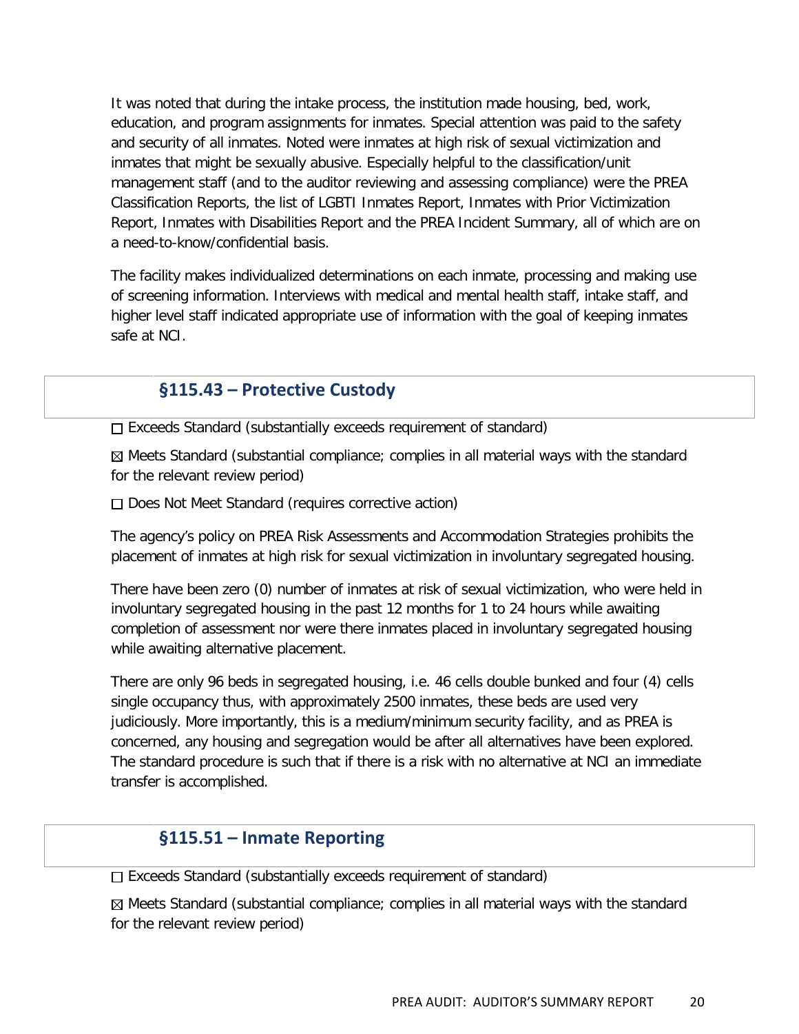It was noted that during the intake process, the institution made housing, bed, work, education, and program assignments for inmates. Special attention was paid to the safety and security of all inmates. Noted were inmates at high risk of sexual victimization and inmates that might be sexually abusive. Especially helpful to the classification/unit management staff (and to the auditor reviewing and assessing compliance) were the PREA Classification Reports, the list of LGBTI Inmates Report, Inmates with Prior Victimization Report, Inmates with Disabilities Report and the PREA Incident Summary, all of which are on a need-to-know/confidential basis.

The facility makes individualized determinations on each inmate, processing and making use of screening information. Interviews with medical and mental health staff, intake staff, and higher level staff indicated appropriate use of information with the goal of keeping inmates safe at NCI.

## §115.43 – Protective Custody

☐ Exceeds Standard (substantially exceeds requirement of standard)

☒ Meets Standard (substantial compliance; complies in all material ways with the standard for the relevant review period)

☐ Does Not Meet Standard (requires corrective action)

The agency's policy on PREA Risk Assessments and Accommodation Strategies prohibits the placement of inmates at high risk for sexual victimization in involuntary segregated housing.

There have been zero (0) number of inmates at risk of sexual victimization, who were held in involuntary segregated housing in the past 12 months for 1 to 24 hours while awaiting completion of assessment nor were there inmates placed in involuntary segregated housing while awaiting alternative placement.

There are only 96 beds in segregated housing, i.e. 46 cells double bunked and four (4) cells single occupancy thus, with approximately 2500 inmates, these beds are used very judiciously. More importantly, this is a medium/minimum security facility, and as PREA is concerned, any housing and segregation would be after all alternatives have been explored. The standard procedure is such that if there is a risk with no alternative at NCI an immediate transfer is accomplished.

## §115.51 – Inmate Reporting

☐ Exceeds Standard (substantially exceeds requirement of standard)

☒ Meets Standard (substantial compliance; complies in all material ways with the standard for the relevant review period)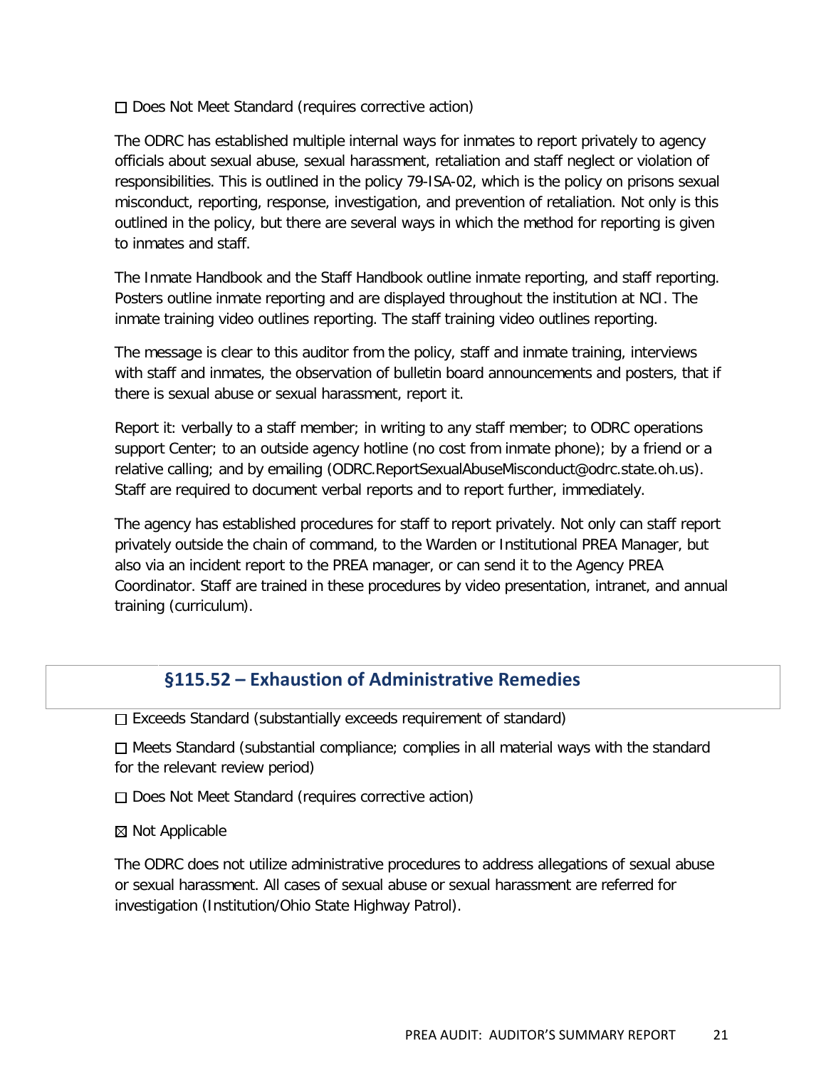☐ Does Not Meet Standard (requires corrective action)

The ODRC has established multiple internal ways for inmates to report privately to agency officials about sexual abuse, sexual harassment, retaliation and staff neglect or violation of responsibilities. This is outlined in the policy 79-ISA-02, which is the policy on prisons sexual misconduct, reporting, response, investigation, and prevention of retaliation. Not only is this outlined in the policy, but there are several ways in which the method for reporting is given to inmates and staff.

The Inmate Handbook and the Staff Handbook outline inmate reporting, and staff reporting. Posters outline inmate reporting and are displayed throughout the institution at NCI. The inmate training video outlines reporting. The staff training video outlines reporting.

The message is clear to this auditor from the policy, staff and inmate training, interviews with staff and inmates, the observation of bulletin board announcements and posters, that if there is sexual abuse or sexual harassment, report it.

Report it: verbally to a staff member; in writing to any staff member; to ODRC operations support Center; to an outside agency hotline (no cost from inmate phone); by a friend or a relative calling; and by emailing (ODRC.ReportSexualAbuseMisconduct@odrc.state.oh.us). Staff are required to document verbal reports and to report further, immediately.

The agency has established procedures for staff to report privately. Not only can staff report privately outside the chain of command, to the Warden or Institutional PREA Manager, but also via an incident report to the PREA manager, or can send it to the Agency PREA Coordinator. Staff are trained in these procedures by video presentation, intranet, and annual training (curriculum).

## §115.52 – Exhaustion of Administrative Remedies

☐ Exceeds Standard (substantially exceeds requirement of standard)

☐ Meets Standard (substantial compliance; complies in all material ways with the standard for the relevant review period)

☐ Does Not Meet Standard (requires corrective action)

☒ Not Applicable

The ODRC does not utilize administrative procedures to address allegations of sexual abuse or sexual harassment. All cases of sexual abuse or sexual harassment are referred for investigation (Institution/Ohio State Highway Patrol).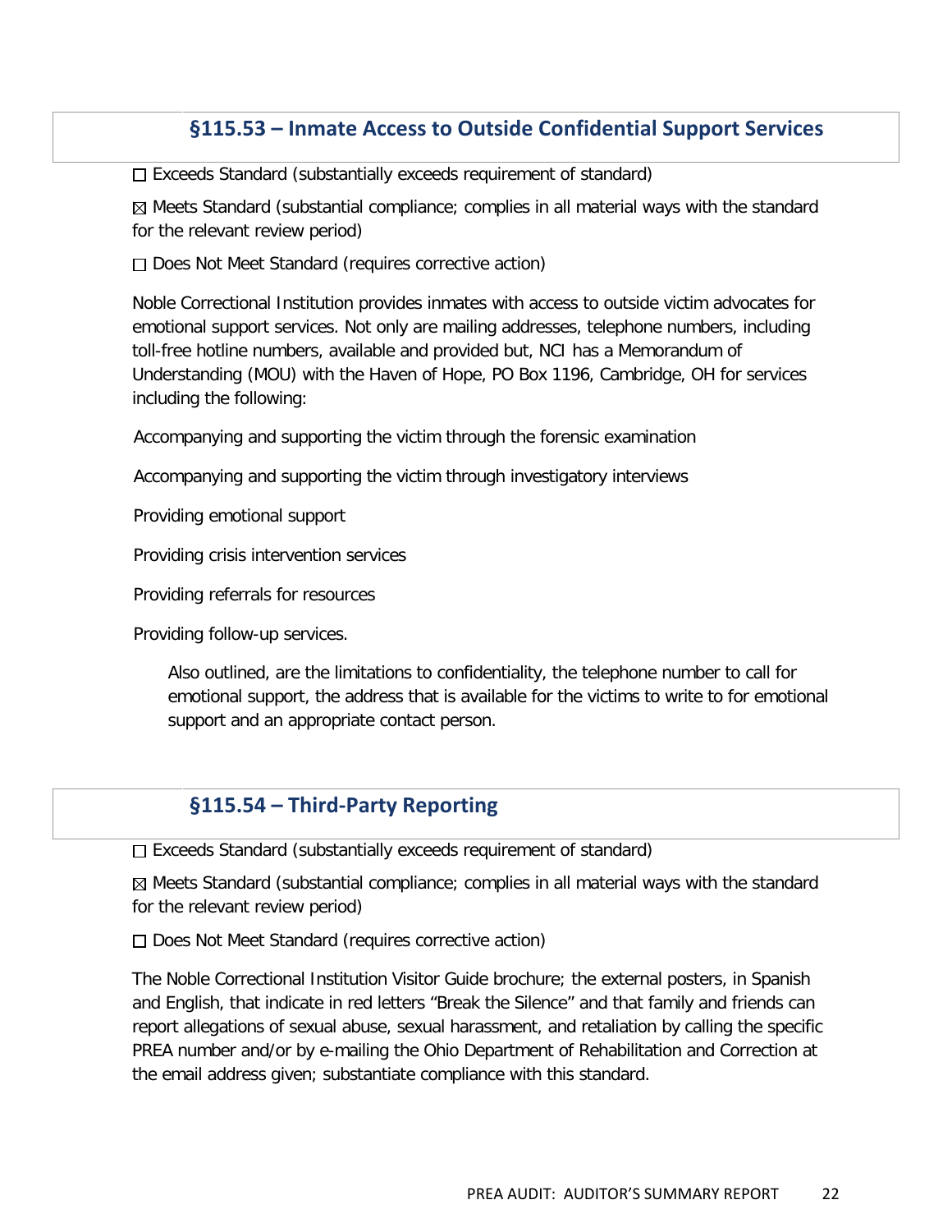## §115.53 – Inmate Access to Outside Confidential Support Services

☐ Exceeds Standard (substantially exceeds requirement of standard)

☒ Meets Standard (substantial compliance; complies in all material ways with the standard for the relevant review period)

☐ Does Not Meet Standard (requires corrective action)

Noble Correctional Institution provides inmates with access to outside victim advocates for emotional support services. Not only are mailing addresses, telephone numbers, including toll-free hotline numbers, available and provided but, NCI has a Memorandum of Understanding (MOU) with the Haven of Hope, PO Box 1196, Cambridge, OH for services including the following:

Accompanying and supporting the victim through the forensic examination

Accompanying and supporting the victim through investigatory interviews

Providing emotional support

Providing crisis intervention services

Providing referrals for resources

Providing follow-up services.

Also outlined, are the limitations to confidentiality, the telephone number to call for emotional support, the address that is available for the victims to write to for emotional support and an appropriate contact person.

## §115.54 – Third-Party Reporting

☐ Exceeds Standard (substantially exceeds requirement of standard)

☒ Meets Standard (substantial compliance; complies in all material ways with the standard for the relevant review period)

☐ Does Not Meet Standard (requires corrective action)

The Noble Correctional Institution Visitor Guide brochure; the external posters, in Spanish and English, that indicate in red letters "Break the Silence" and that family and friends can report allegations of sexual abuse, sexual harassment, and retaliation by calling the specific PREA number and/or by e-mailing the Ohio Department of Rehabilitation and Correction at the email address given; substantiate compliance with this standard.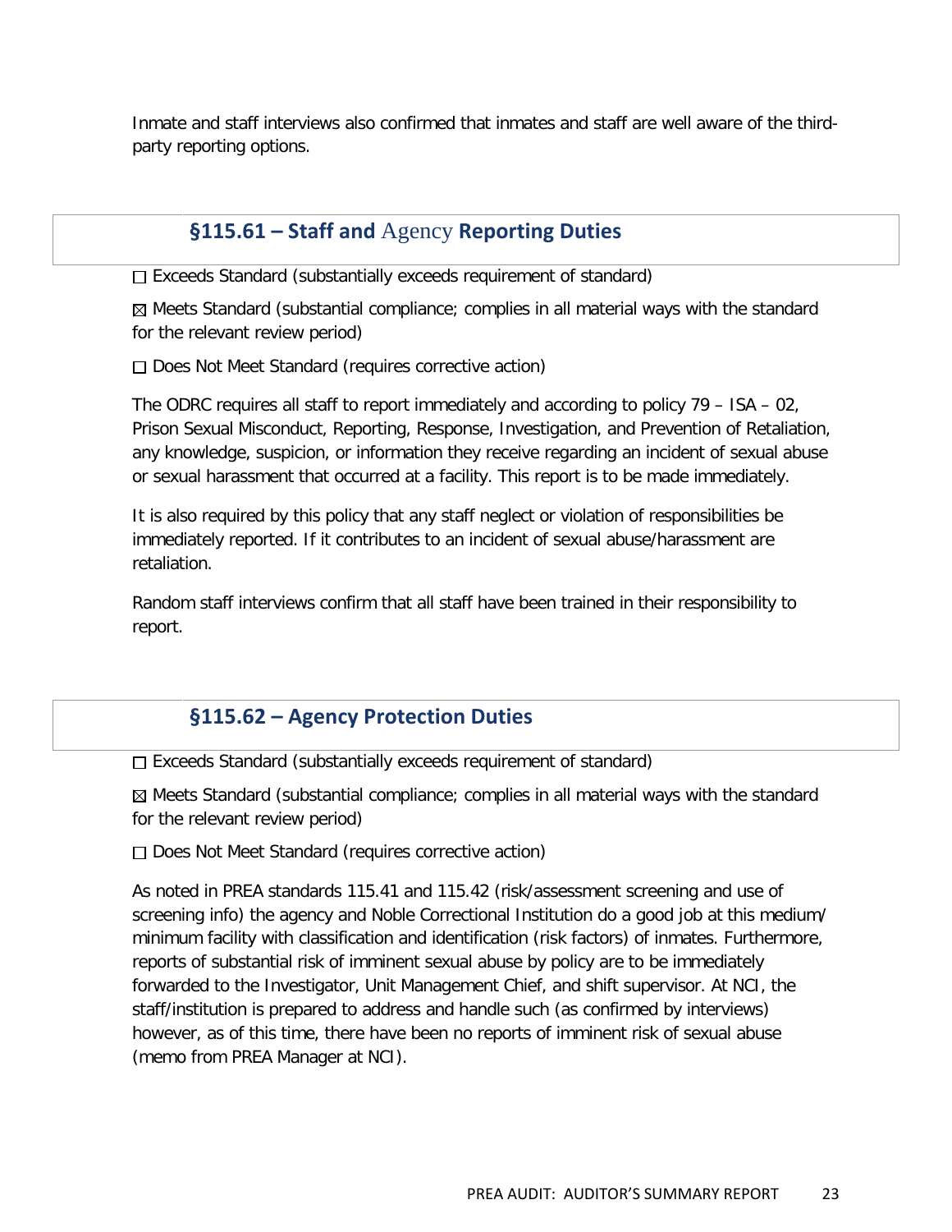Inmate and staff interviews also confirmed that inmates and staff are well aware of the third-party reporting options.

## §115.61 – Staff and Agency Reporting Duties

☐ Exceeds Standard (substantially exceeds requirement of standard)

☒ Meets Standard (substantial compliance; complies in all material ways with the standard for the relevant review period)

☐ Does Not Meet Standard (requires corrective action)

The ODRC requires all staff to report immediately and according to policy 79 – ISA – 02, Prison Sexual Misconduct, Reporting, Response, Investigation, and Prevention of Retaliation, any knowledge, suspicion, or information they receive regarding an incident of sexual abuse or sexual harassment that occurred at a facility. This report is to be made immediately.

It is also required by this policy that any staff neglect or violation of responsibilities be immediately reported. If it contributes to an incident of sexual abuse/harassment are retaliation.

Random staff interviews confirm that all staff have been trained in their responsibility to report.

## §115.62 – Agency Protection Duties

☐ Exceeds Standard (substantially exceeds requirement of standard)

☒ Meets Standard (substantial compliance; complies in all material ways with the standard for the relevant review period)

☐ Does Not Meet Standard (requires corrective action)

As noted in PREA standards 115.41 and 115.42 (risk/assessment screening and use of screening info) the agency and Noble Correctional Institution do a good job at this medium/ minimum facility with classification and identification (risk factors) of inmates. Furthermore, reports of substantial risk of imminent sexual abuse by policy are to be immediately forwarded to the Investigator, Unit Management Chief, and shift supervisor. At NCI, the staff/institution is prepared to address and handle such (as confirmed by interviews) however, as of this time, there have been no reports of imminent risk of sexual abuse (memo from PREA Manager at NCI).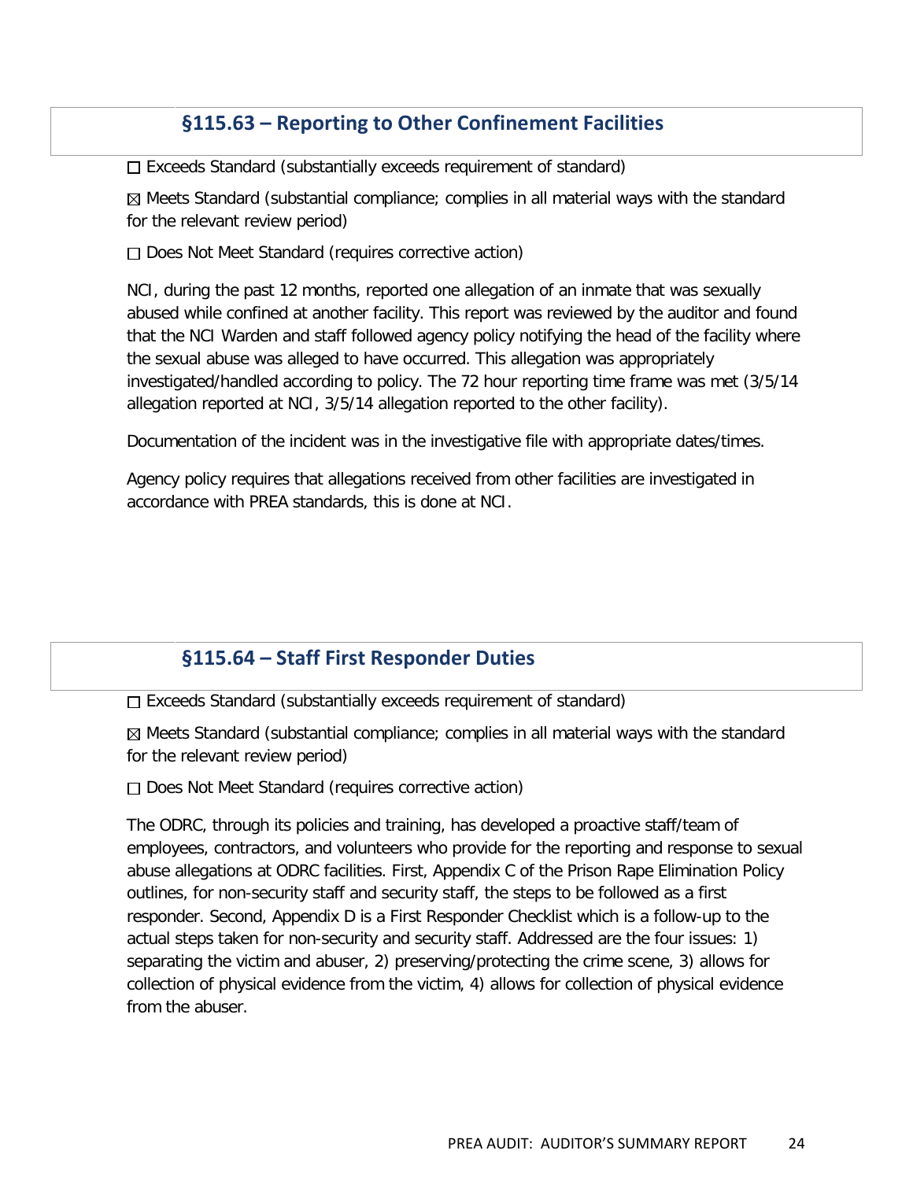## §115.63 – Reporting to Other Confinement Facilities

☐ Exceeds Standard (substantially exceeds requirement of standard)

☒ Meets Standard (substantial compliance; complies in all material ways with the standard for the relevant review period)

☐ Does Not Meet Standard (requires corrective action)

NCI, during the past 12 months, reported one allegation of an inmate that was sexually abused while confined at another facility. This report was reviewed by the auditor and found that the NCI Warden and staff followed agency policy notifying the head of the facility where the sexual abuse was alleged to have occurred. This allegation was appropriately investigated/handled according to policy. The 72 hour reporting time frame was met (3/5/14 allegation reported at NCI, 3/5/14 allegation reported to the other facility).

Documentation of the incident was in the investigative file with appropriate dates/times.

Agency policy requires that allegations received from other facilities are investigated in accordance with PREA standards, this is done at NCI.

## §115.64 – Staff First Responder Duties

☐ Exceeds Standard (substantially exceeds requirement of standard)

☒ Meets Standard (substantial compliance; complies in all material ways with the standard for the relevant review period)

☐ Does Not Meet Standard (requires corrective action)

The ODRC, through its policies and training, has developed a proactive staff/team of employees, contractors, and volunteers who provide for the reporting and response to sexual abuse allegations at ODRC facilities. First, Appendix C of the Prison Rape Elimination Policy outlines, for non-security staff and security staff, the steps to be followed as a first responder. Second, Appendix D is a First Responder Checklist which is a follow-up to the actual steps taken for non-security and security staff. Addressed are the four issues: 1) separating the victim and abuser, 2) preserving/protecting the crime scene, 3) allows for collection of physical evidence from the victim, 4) allows for collection of physical evidence from the abuser.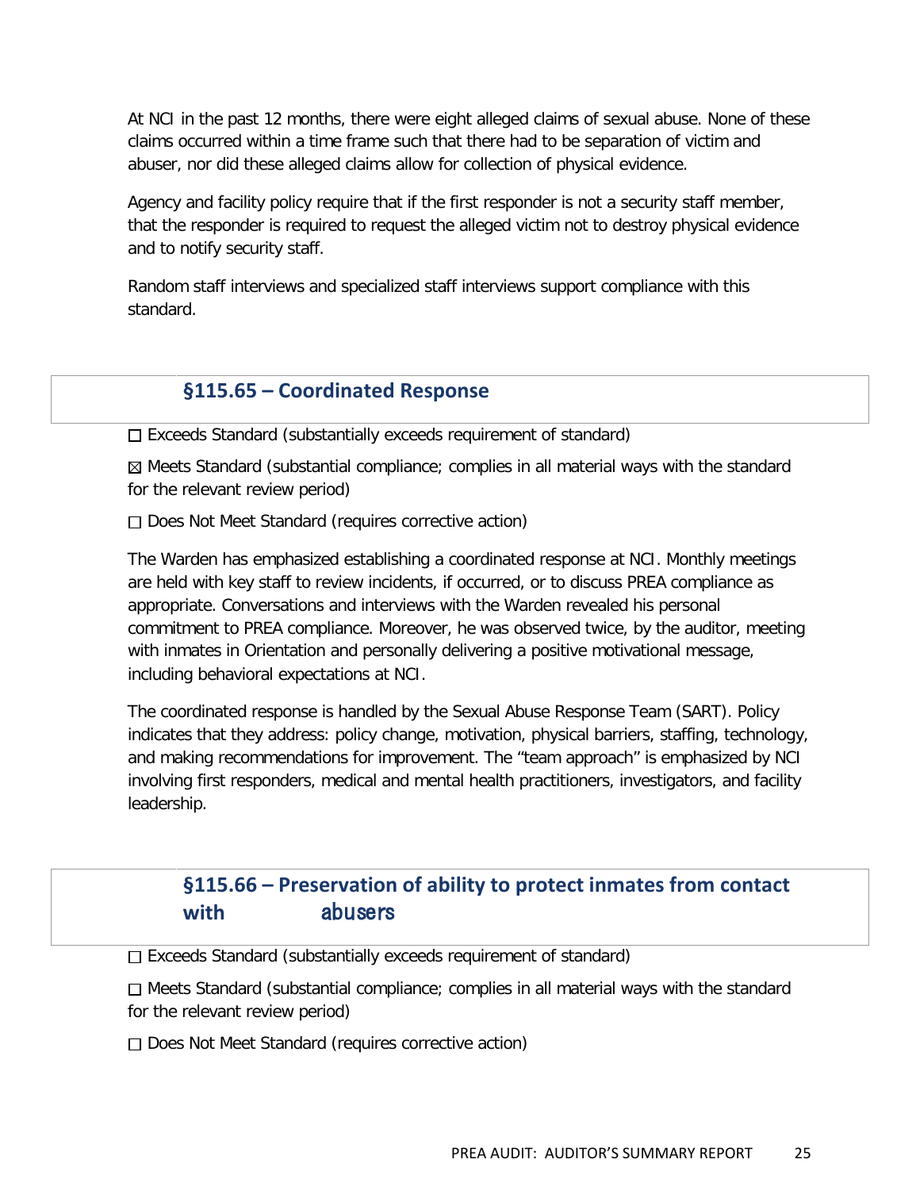At NCI in the past 12 months, there were eight alleged claims of sexual abuse. None of these claims occurred within a time frame such that there had to be separation of victim and abuser, nor did these alleged claims allow for collection of physical evidence.

Agency and facility policy require that if the first responder is not a security staff member, that the responder is required to request the alleged victim not to destroy physical evidence and to notify security staff.

Random staff interviews and specialized staff interviews support compliance with this standard.

## §115.65 – Coordinated Response

☐ Exceeds Standard (substantially exceeds requirement of standard)

☒ Meets Standard (substantial compliance; complies in all material ways with the standard for the relevant review period)

☐ Does Not Meet Standard (requires corrective action)

The Warden has emphasized establishing a coordinated response at NCI. Monthly meetings are held with key staff to review incidents, if occurred, or to discuss PREA compliance as appropriate. Conversations and interviews with the Warden revealed his personal commitment to PREA compliance. Moreover, he was observed twice, by the auditor, meeting with inmates in Orientation and personally delivering a positive motivational message, including behavioral expectations at NCI.

The coordinated response is handled by the Sexual Abuse Response Team (SART). Policy indicates that they address: policy change, motivation, physical barriers, staffing, technology, and making recommendations for improvement. The "team approach" is emphasized by NCI involving first responders, medical and mental health practitioners, investigators, and facility leadership.

## §115.66 – Preservation of ability to protect inmates from contact with abusers

☐ Exceeds Standard (substantially exceeds requirement of standard)

☐ Meets Standard (substantial compliance; complies in all material ways with the standard for the relevant review period)

☐ Does Not Meet Standard (requires corrective action)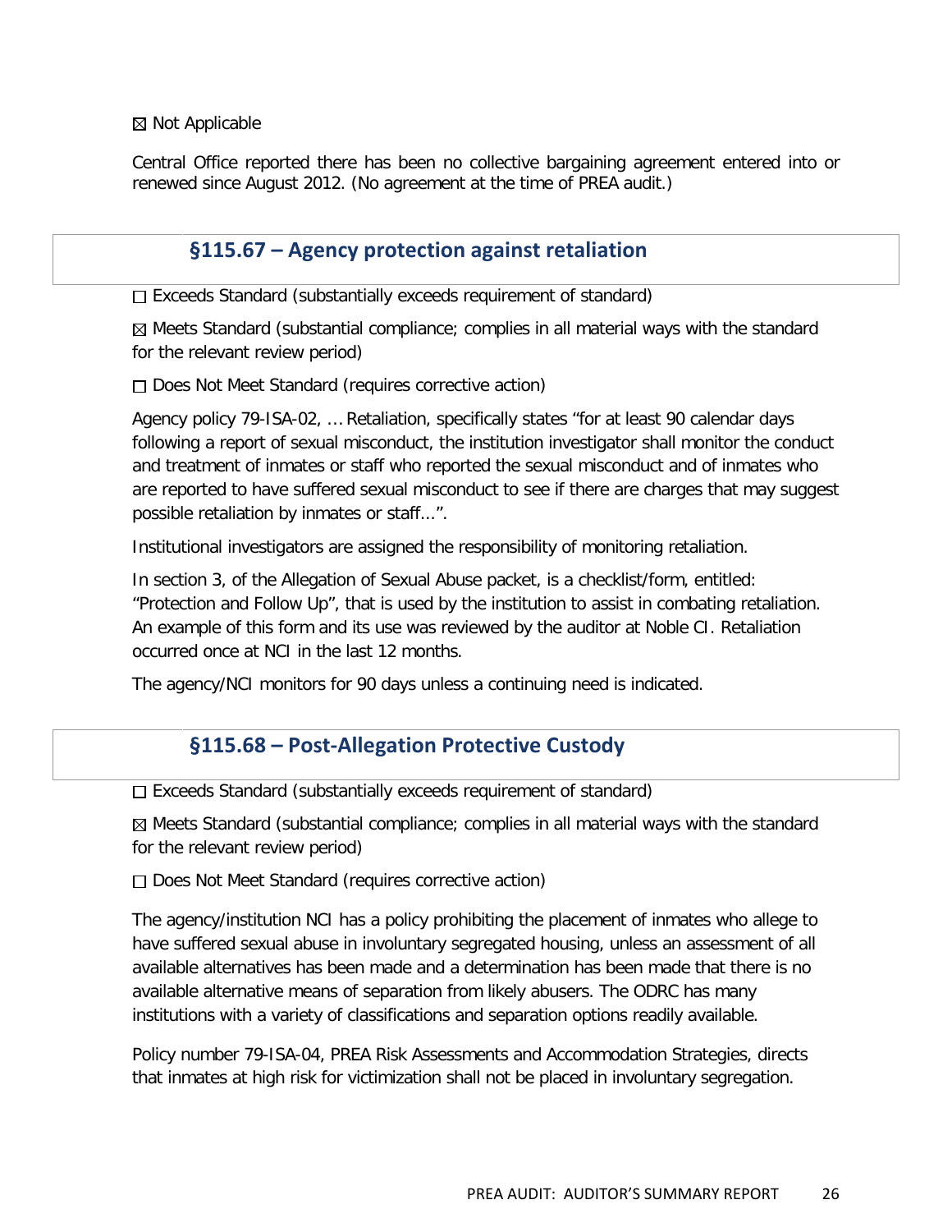☒ Not Applicable

Central Office reported there has been no collective bargaining agreement entered into or renewed since August 2012. (No agreement at the time of PREA audit.)

## §115.67 – Agency protection against retaliation

☐ Exceeds Standard (substantially exceeds requirement of standard)

☒ Meets Standard (substantial compliance; complies in all material ways with the standard for the relevant review period)

☐ Does Not Meet Standard (requires corrective action)

Agency policy 79-ISA-02, … Retaliation, specifically states "for at least 90 calendar days following a report of sexual misconduct, the institution investigator shall monitor the conduct and treatment of inmates or staff who reported the sexual misconduct and of inmates who are reported to have suffered sexual misconduct to see if there are charges that may suggest possible retaliation by inmates or staff…".

Institutional investigators are assigned the responsibility of monitoring retaliation.

In section 3, of the Allegation of Sexual Abuse packet, is a checklist/form, entitled: "Protection and Follow Up", that is used by the institution to assist in combating retaliation. An example of this form and its use was reviewed by the auditor at Noble CI. Retaliation occurred once at NCI in the last 12 months.

The agency/NCI monitors for 90 days unless a continuing need is indicated.

## §115.68 – Post-Allegation Protective Custody

☐ Exceeds Standard (substantially exceeds requirement of standard)

☒ Meets Standard (substantial compliance; complies in all material ways with the standard for the relevant review period)

☐ Does Not Meet Standard (requires corrective action)

The agency/institution NCI has a policy prohibiting the placement of inmates who allege to have suffered sexual abuse in involuntary segregated housing, unless an assessment of all available alternatives has been made and a determination has been made that there is no available alternative means of separation from likely abusers. The ODRC has many institutions with a variety of classifications and separation options readily available.

Policy number 79-ISA-04, PREA Risk Assessments and Accommodation Strategies, directs that inmates at high risk for victimization shall not be placed in involuntary segregation.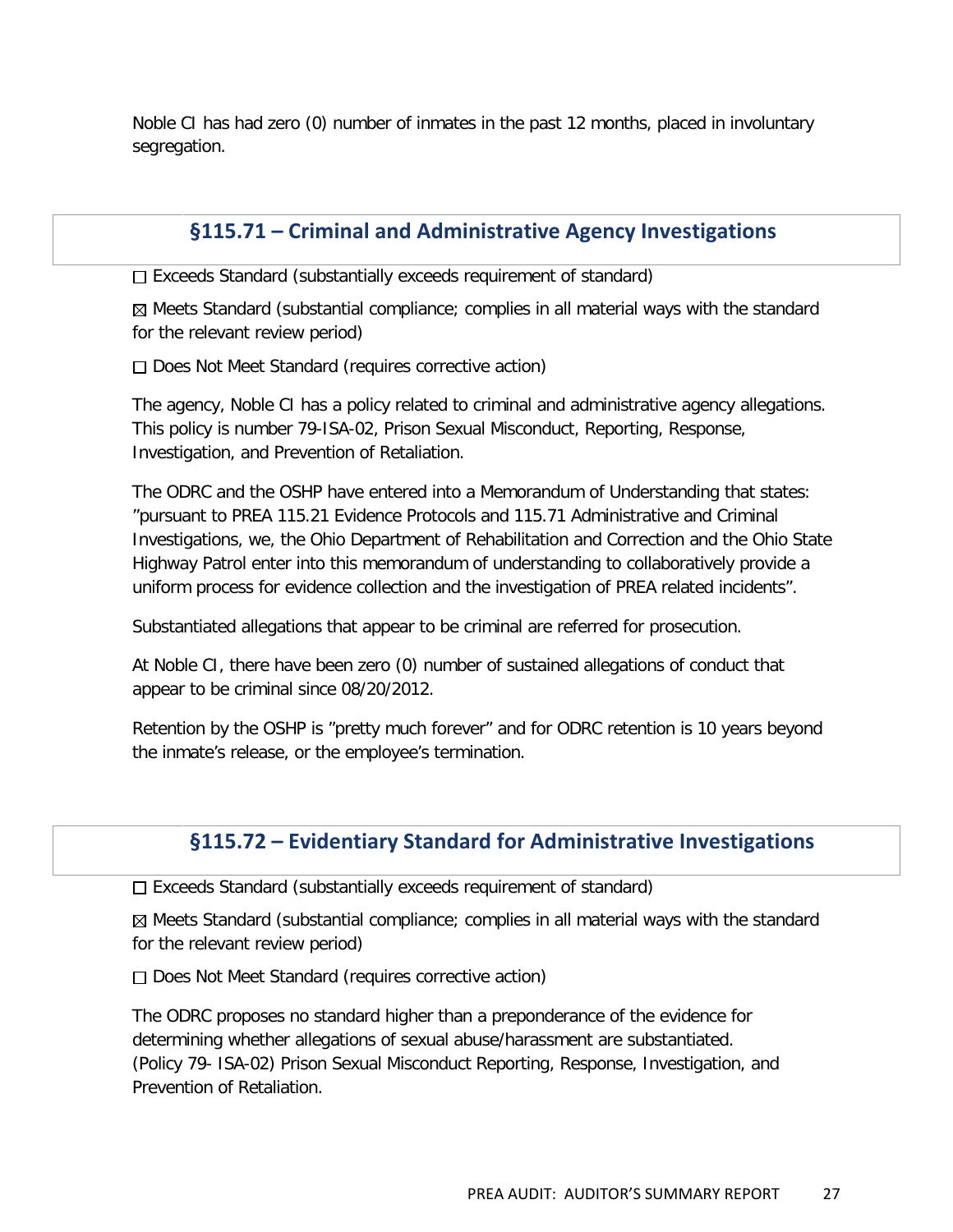Noble CI has had zero (0) number of inmates in the past 12 months, placed in involuntary segregation.

## §115.71 – Criminal and Administrative Agency Investigations

☐ Exceeds Standard (substantially exceeds requirement of standard)

☒ Meets Standard (substantial compliance; complies in all material ways with the standard for the relevant review period)

☐ Does Not Meet Standard (requires corrective action)

The agency, Noble CI has a policy related to criminal and administrative agency allegations. This policy is number 79-ISA-02, Prison Sexual Misconduct, Reporting, Response, Investigation, and Prevention of Retaliation.

The ODRC and the OSHP have entered into a Memorandum of Understanding that states: "pursuant to PREA 115.21 Evidence Protocols and 115.71 Administrative and Criminal Investigations, we, the Ohio Department of Rehabilitation and Correction and the Ohio State Highway Patrol enter into this memorandum of understanding to collaboratively provide a uniform process for evidence collection and the investigation of PREA related incidents".

Substantiated allegations that appear to be criminal are referred for prosecution.

At Noble CI, there have been zero (0) number of sustained allegations of conduct that appear to be criminal since 08/20/2012.

Retention by the OSHP is "pretty much forever" and for ODRC retention is 10 years beyond the inmate's release, or the employee's termination.

## §115.72 – Evidentiary Standard for Administrative Investigations

☐ Exceeds Standard (substantially exceeds requirement of standard)

☒ Meets Standard (substantial compliance; complies in all material ways with the standard for the relevant review period)

☐ Does Not Meet Standard (requires corrective action)

The ODRC proposes no standard higher than a preponderance of the evidence for determining whether allegations of sexual abuse/harassment are substantiated. (Policy 79- ISA-02) Prison Sexual Misconduct Reporting, Response, Investigation, and Prevention of Retaliation.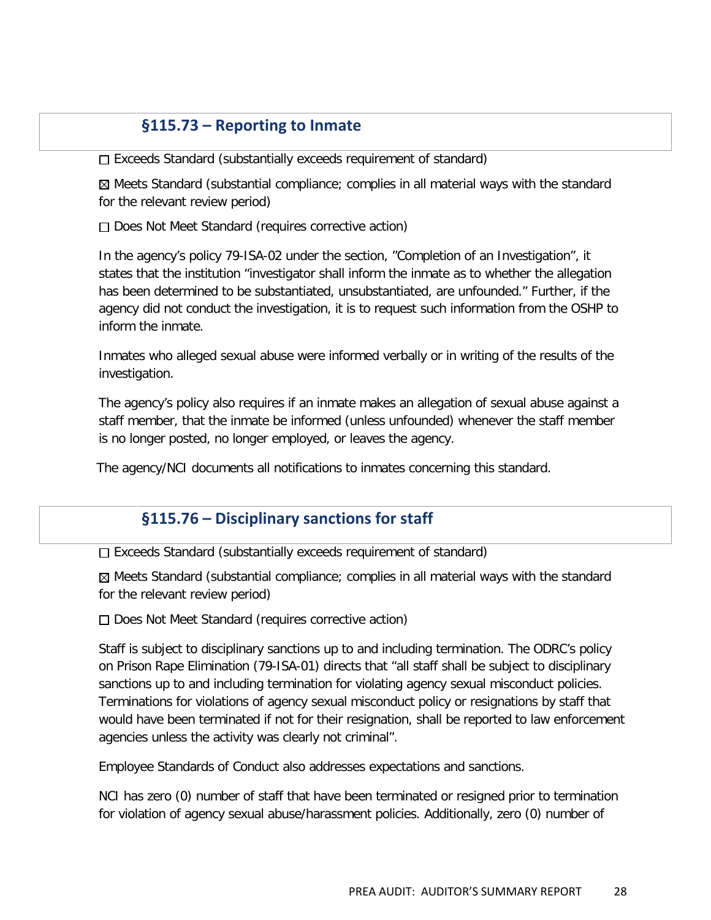## §115.73 – Reporting to Inmate

☐ Exceeds Standard (substantially exceeds requirement of standard)

☒ Meets Standard (substantial compliance; complies in all material ways with the standard for the relevant review period)

☐ Does Not Meet Standard (requires corrective action)

In the agency's policy 79-ISA-02 under the section, "Completion of an Investigation", it states that the institution "investigator shall inform the inmate as to whether the allegation has been determined to be substantiated, unsubstantiated, are unfounded." Further, if the agency did not conduct the investigation, it is to request such information from the OSHP to inform the inmate.

Inmates who alleged sexual abuse were informed verbally or in writing of the results of the investigation.

The agency's policy also requires if an inmate makes an allegation of sexual abuse against a staff member, that the inmate be informed (unless unfounded) whenever the staff member is no longer posted, no longer employed, or leaves the agency.

The agency/NCI documents all notifications to inmates concerning this standard.

## §115.76 – Disciplinary sanctions for staff

☐ Exceeds Standard (substantially exceeds requirement of standard)

☒ Meets Standard (substantial compliance; complies in all material ways with the standard for the relevant review period)

☐ Does Not Meet Standard (requires corrective action)

Staff is subject to disciplinary sanctions up to and including termination. The ODRC's policy on Prison Rape Elimination (79-ISA-01) directs that "all staff shall be subject to disciplinary sanctions up to and including termination for violating agency sexual misconduct policies. Terminations for violations of agency sexual misconduct policy or resignations by staff that would have been terminated if not for their resignation, shall be reported to law enforcement agencies unless the activity was clearly not criminal".

Employee Standards of Conduct also addresses expectations and sanctions.

NCI has zero (0) number of staff that have been terminated or resigned prior to termination for violation of agency sexual abuse/harassment policies. Additionally, zero (0) number of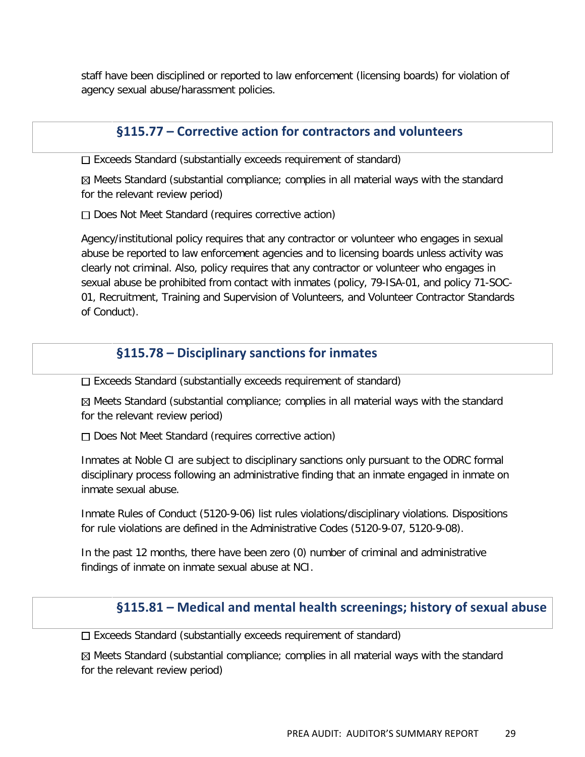staff have been disciplined or reported to law enforcement (licensing boards) for violation of agency sexual abuse/harassment policies.

## §115.77 – Corrective action for contractors and volunteers

☐ Exceeds Standard (substantially exceeds requirement of standard)

☒ Meets Standard (substantial compliance; complies in all material ways with the standard for the relevant review period)

☐ Does Not Meet Standard (requires corrective action)

Agency/institutional policy requires that any contractor or volunteer who engages in sexual abuse be reported to law enforcement agencies and to licensing boards unless activity was clearly not criminal. Also, policy requires that any contractor or volunteer who engages in sexual abuse be prohibited from contact with inmates (policy, 79-ISA-01, and policy 71-SOC-01, Recruitment, Training and Supervision of Volunteers, and Volunteer Contractor Standards of Conduct).

## §115.78 – Disciplinary sanctions for inmates

☐ Exceeds Standard (substantially exceeds requirement of standard)

☒ Meets Standard (substantial compliance; complies in all material ways with the standard for the relevant review period)

☐ Does Not Meet Standard (requires corrective action)

Inmates at Noble CI are subject to disciplinary sanctions only pursuant to the ODRC formal disciplinary process following an administrative finding that an inmate engaged in inmate on inmate sexual abuse.

Inmate Rules of Conduct (5120-9-06) list rules violations/disciplinary violations. Dispositions for rule violations are defined in the Administrative Codes (5120-9-07, 5120-9-08).

In the past 12 months, there have been zero (0) number of criminal and administrative findings of inmate on inmate sexual abuse at NCI.

## §115.81 – Medical and mental health screenings; history of sexual abuse

☐ Exceeds Standard (substantially exceeds requirement of standard)

☒ Meets Standard (substantial compliance; complies in all material ways with the standard for the relevant review period)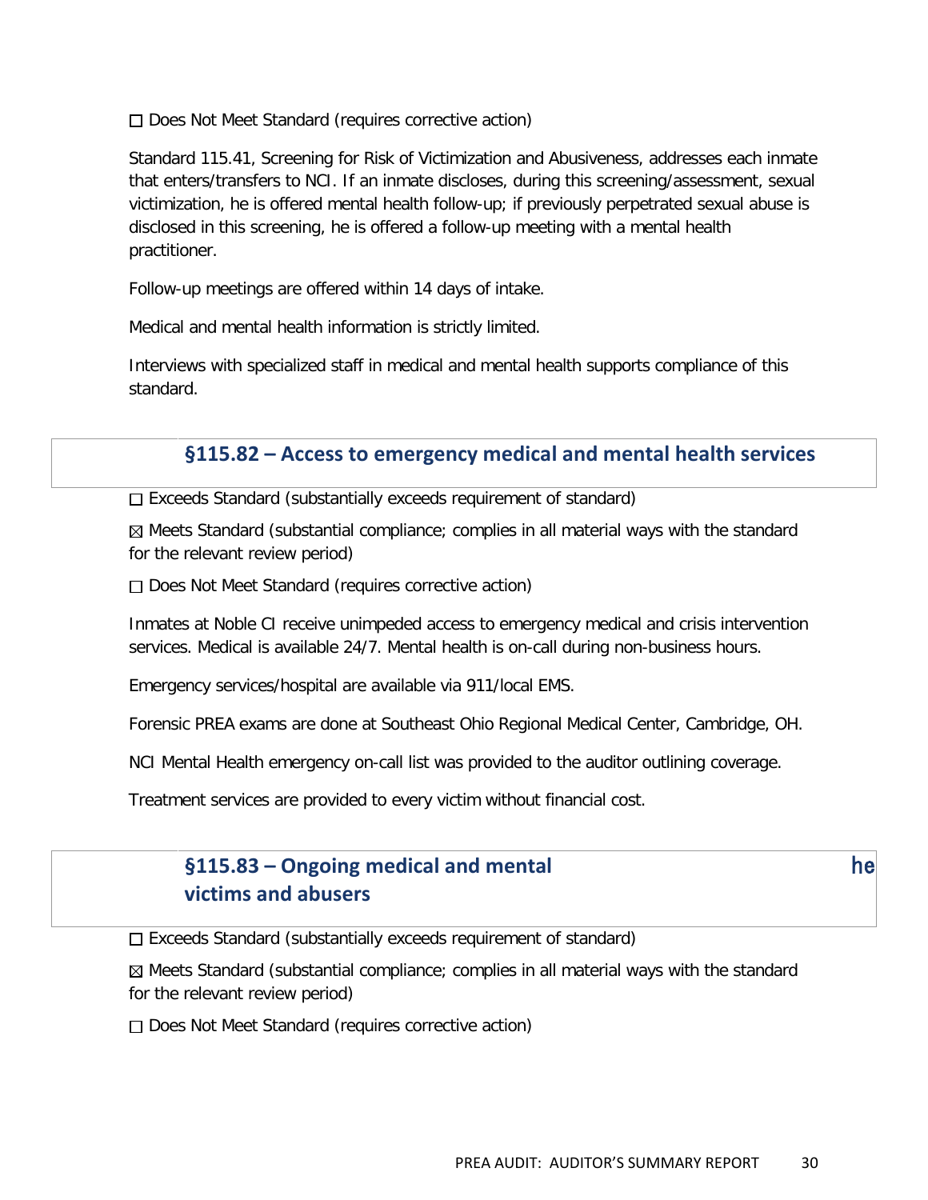☐ Does Not Meet Standard (requires corrective action)

Standard 115.41, Screening for Risk of Victimization and Abusiveness, addresses each inmate that enters/transfers to NCI. If an inmate discloses, during this screening/assessment, sexual victimization, he is offered mental health follow-up; if previously perpetrated sexual abuse is disclosed in this screening, he is offered a follow-up meeting with a mental health practitioner.

Follow-up meetings are offered within 14 days of intake.

Medical and mental health information is strictly limited.

Interviews with specialized staff in medical and mental health supports compliance of this standard.

## §115.82 – Access to emergency medical and mental health services

☐ Exceeds Standard (substantially exceeds requirement of standard)

☒ Meets Standard (substantial compliance; complies in all material ways with the standard for the relevant review period)

☐ Does Not Meet Standard (requires corrective action)

Inmates at Noble CI receive unimpeded access to emergency medical and crisis intervention services. Medical is available 24/7. Mental health is on-call during non-business hours.

Emergency services/hospital are available via 911/local EMS.

Forensic PREA exams are done at Southeast Ohio Regional Medical Center, Cambridge, OH.

NCI Mental Health emergency on-call list was provided to the auditor outlining coverage.

Treatment services are provided to every victim without financial cost.

## §115.83 – Ongoing medical and mental he victims and abusers

☐ Exceeds Standard (substantially exceeds requirement of standard)

☒ Meets Standard (substantial compliance; complies in all material ways with the standard for the relevant review period)

☐ Does Not Meet Standard (requires corrective action)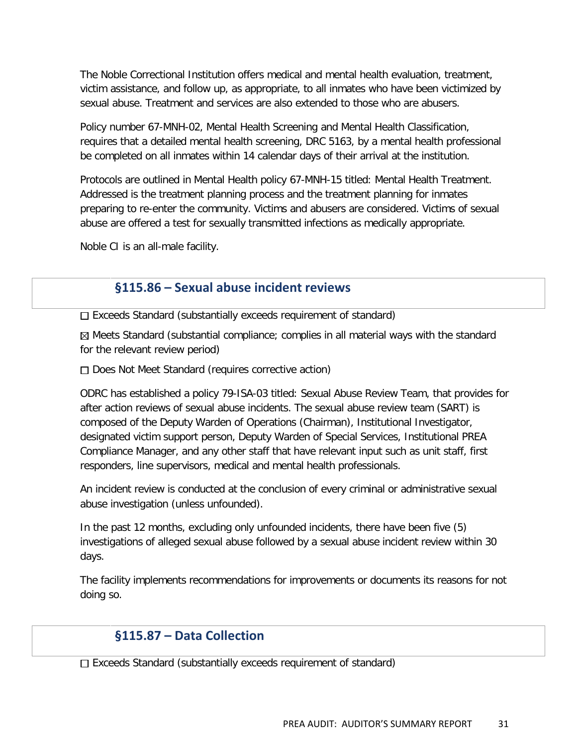The Noble Correctional Institution offers medical and mental health evaluation, treatment, victim assistance, and follow up, as appropriate, to all inmates who have been victimized by sexual abuse. Treatment and services are also extended to those who are abusers.

Policy number 67-MNH-02, Mental Health Screening and Mental Health Classification, requires that a detailed mental health screening, DRC 5163, by a mental health professional be completed on all inmates within 14 calendar days of their arrival at the institution.

Protocols are outlined in Mental Health policy 67-MNH-15 titled: Mental Health Treatment. Addressed is the treatment planning process and the treatment planning for inmates preparing to re-enter the community. Victims and abusers are considered. Victims of sexual abuse are offered a test for sexually transmitted infections as medically appropriate.

Noble CI is an all-male facility.

## §115.86 – Sexual abuse incident reviews

☐ Exceeds Standard (substantially exceeds requirement of standard)

☒ Meets Standard (substantial compliance; complies in all material ways with the standard for the relevant review period)

☐ Does Not Meet Standard (requires corrective action)

ODRC has established a policy 79-ISA-03 titled: Sexual Abuse Review Team, that provides for after action reviews of sexual abuse incidents. The sexual abuse review team (SART) is composed of the Deputy Warden of Operations (Chairman), Institutional Investigator, designated victim support person, Deputy Warden of Special Services, Institutional PREA Compliance Manager, and any other staff that have relevant input such as unit staff, first responders, line supervisors, medical and mental health professionals.

An incident review is conducted at the conclusion of every criminal or administrative sexual abuse investigation (unless unfounded).

In the past 12 months, excluding only unfounded incidents, there have been five (5) investigations of alleged sexual abuse followed by a sexual abuse incident review within 30 days.

The facility implements recommendations for improvements or documents its reasons for not doing so.

## §115.87 – Data Collection

☐ Exceeds Standard (substantially exceeds requirement of standard)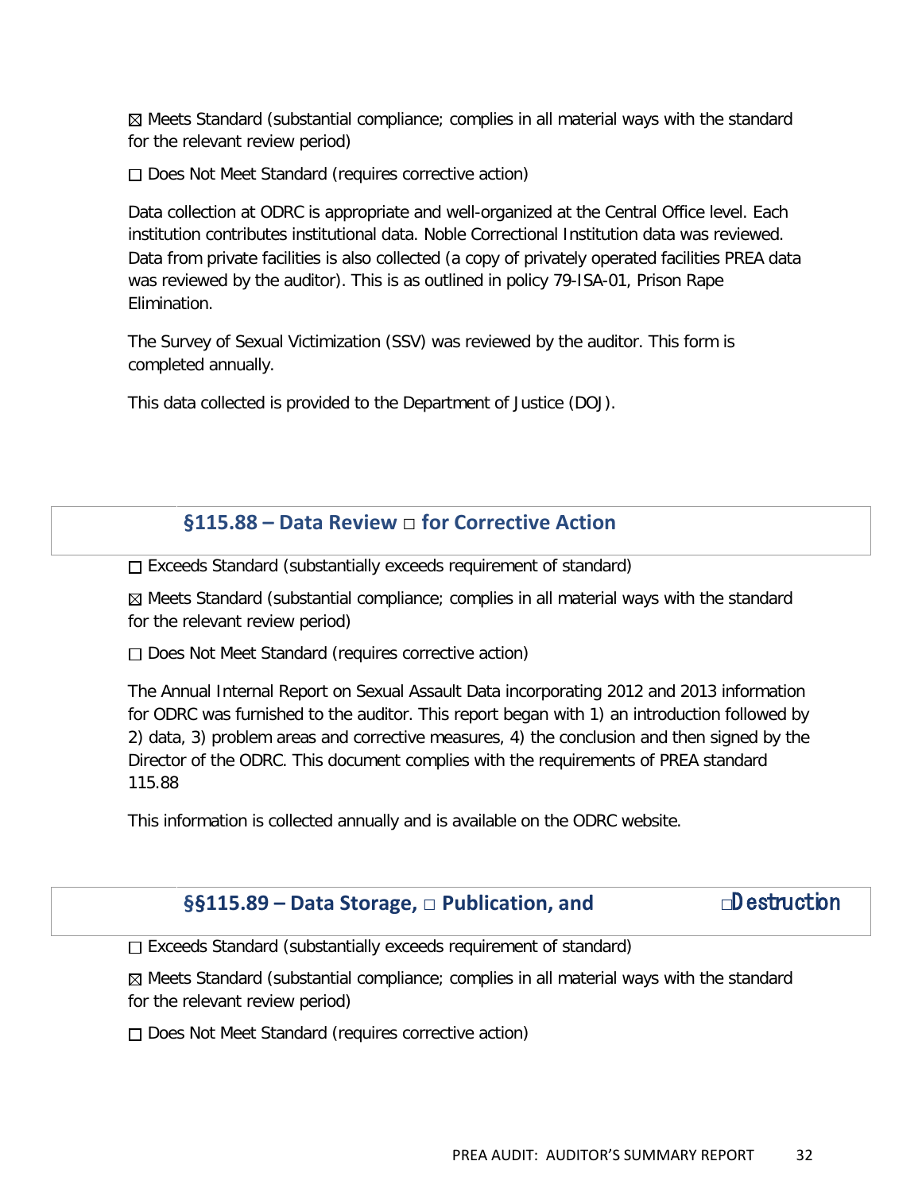☒ Meets Standard (substantial compliance; complies in all material ways with the standard for the relevant review period)

☐ Does Not Meet Standard (requires corrective action)

Data collection at ODRC is appropriate and well-organized at the Central Office level. Each institution contributes institutional data. Noble Correctional Institution data was reviewed. Data from private facilities is also collected (a copy of privately operated facilities PREA data was reviewed by the auditor). This is as outlined in policy 79-ISA-01, Prison Rape Elimination.

The Survey of Sexual Victimization (SSV) was reviewed by the auditor. This form is completed annually.

This data collected is provided to the Department of Justice (DOJ).

## §115.88 – Data Review ☐ for Corrective Action

☐ Exceeds Standard (substantially exceeds requirement of standard)

☒ Meets Standard (substantial compliance; complies in all material ways with the standard for the relevant review period)

☐ Does Not Meet Standard (requires corrective action)

The Annual Internal Report on Sexual Assault Data incorporating 2012 and 2013 information for ODRC was furnished to the auditor. This report began with 1) an introduction followed by 2) data, 3) problem areas and corrective measures, 4) the conclusion and then signed by the Director of the ODRC. This document complies with the requirements of PREA standard 115.88

This information is collected annually and is available on the ODRC website.

## §§115.89 – Data Storage, ☐ Publication, and ☐Destruction

☐ Exceeds Standard (substantially exceeds requirement of standard)

☒ Meets Standard (substantial compliance; complies in all material ways with the standard for the relevant review period)

☐ Does Not Meet Standard (requires corrective action)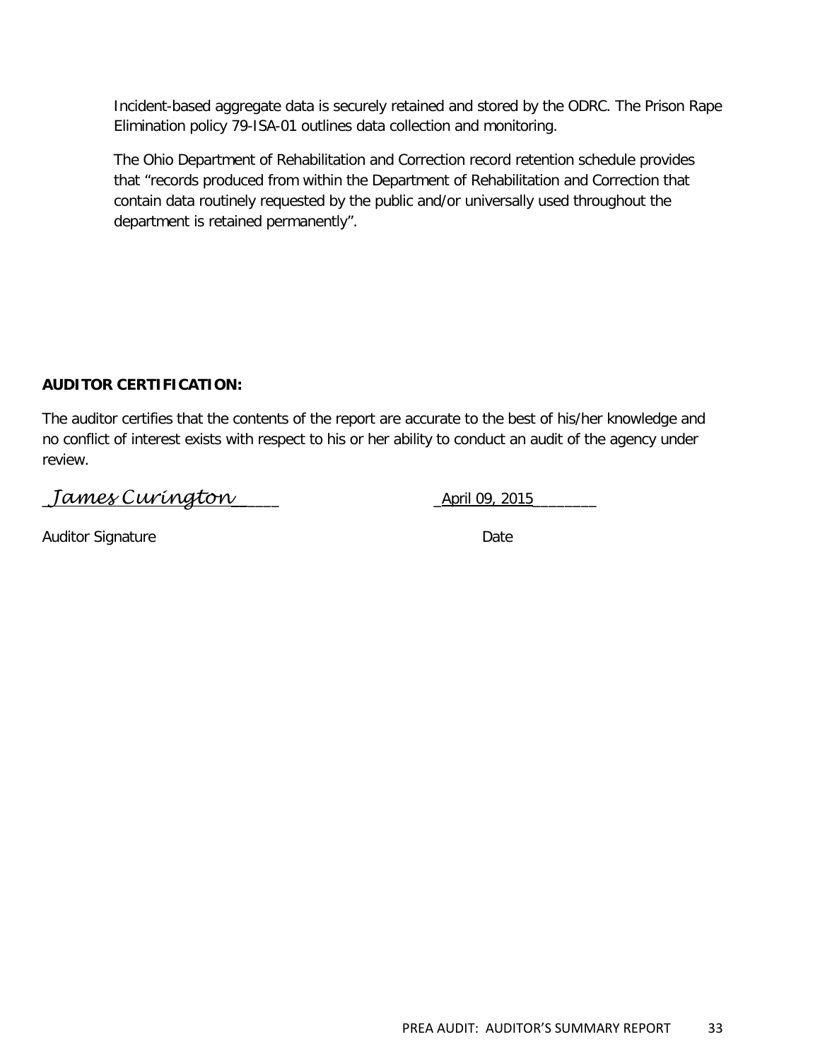Incident-based aggregate data is securely retained and stored by the ODRC. The Prison Rape Elimination policy 79-ISA-01 outlines data collection and monitoring.

The Ohio Department of Rehabilitation and Correction record retention schedule provides that "records produced from within the Department of Rehabilitation and Correction that contain data routinely requested by the public and/or universally used throughout the department is retained permanently".

**AUDITOR CERTIFICATION:**

The auditor certifies that the contents of the report are accurate to the best of his/her knowledge and no conflict of interest exists with respect to his or her ability to conduct an audit of the agency under review.

_*James Curington*_____ _April 09, 2015________

Auditor Signature Date